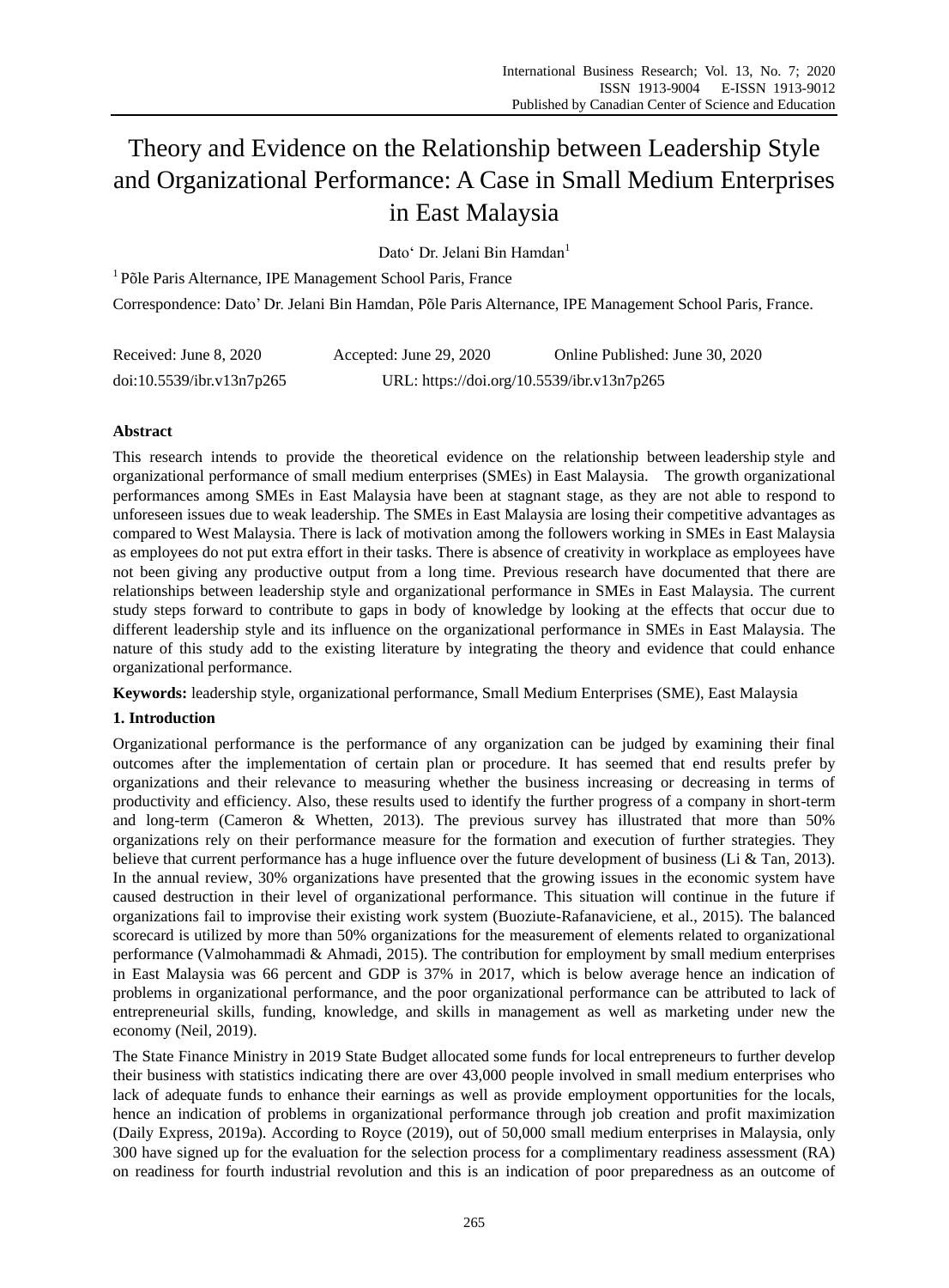# Theory and Evidence on the Relationship between Leadership Style and Organizational Performance: A Case in Small Medium Enterprises in East Malaysia

Dato' Dr. Jelani Bin Hamdan[1]

[1] Põle Paris Alternance, IPE Management School Paris, France

Correspondence: Dato' Dr. Jelani Bin Hamdan, Põle Paris Alternance, IPE Management School Paris, France.

Received: June 8, 2020    Accepted: June 29, 2020    Online Published: June 30, 2020

doi:10.5539/ibr.v13n7p265    URL: https://doi.org/10.5539/ibr.v13n7p265

## Abstract

This research intends to provide the theoretical evidence on the relationship between leadership style and organizational performance of small medium enterprises (SMEs) in East Malaysia. The growth organizational performances among SMEs in East Malaysia have been at stagnant stage, as they are not able to respond to unforeseen issues due to weak leadership. The SMEs in East Malaysia are losing their competitive advantages as compared to West Malaysia. There is lack of motivation among the followers working in SMEs in East Malaysia as employees do not put extra effort in their tasks. There is absence of creativity in workplace as employees have not been giving any productive output from a long time. Previous research have documented that there are relationships between leadership style and organizational performance in SMEs in East Malaysia. The current study steps forward to contribute to gaps in body of knowledge by looking at the effects that occur due to different leadership style and its influence on the organizational performance in SMEs in East Malaysia. The nature of this study add to the existing literature by integrating the theory and evidence that could enhance organizational performance.

**Keywords:** leadership style, organizational performance, Small Medium Enterprises (SME), East Malaysia

## 1. Introduction

Organizational performance is the performance of any organization can be judged by examining their final outcomes after the implementation of certain plan or procedure. It has seemed that end results prefer by organizations and their relevance to measuring whether the business increasing or decreasing in terms of productivity and efficiency. Also, these results used to identify the further progress of a company in short-term and long-term (Cameron & Whetten, 2013). The previous survey has illustrated that more than 50% organizations rely on their performance measure for the formation and execution of further strategies. They believe that current performance has a huge influence over the future development of business (Li & Tan, 2013). In the annual review, 30% organizations have presented that the growing issues in the economic system have caused destruction in their level of organizational performance. This situation will continue in the future if organizations fail to improvise their existing work system (Buoziute-Rafanaviciene, et al., 2015). The balanced scorecard is utilized by more than 50% organizations for the measurement of elements related to organizational performance (Valmohammadi & Ahmadi, 2015). The contribution for employment by small medium enterprises in East Malaysia was 66 percent and GDP is 37% in 2017, which is below average hence an indication of problems in organizational performance, and the poor organizational performance can be attributed to lack of entrepreneurial skills, funding, knowledge, and skills in management as well as marketing under new the economy (Neil, 2019).

The State Finance Ministry in 2019 State Budget allocated some funds for local entrepreneurs to further develop their business with statistics indicating there are over 43,000 people involved in small medium enterprises who lack of adequate funds to enhance their earnings as well as provide employment opportunities for the locals, hence an indication of problems in organizational performance through job creation and profit maximization (Daily Express, 2019a). According to Royce (2019), out of 50,000 small medium enterprises in Malaysia, only 300 have signed up for the evaluation for the selection process for a complimentary readiness assessment (RA) on readiness for fourth industrial revolution and this is an indication of poor preparedness as an outcome of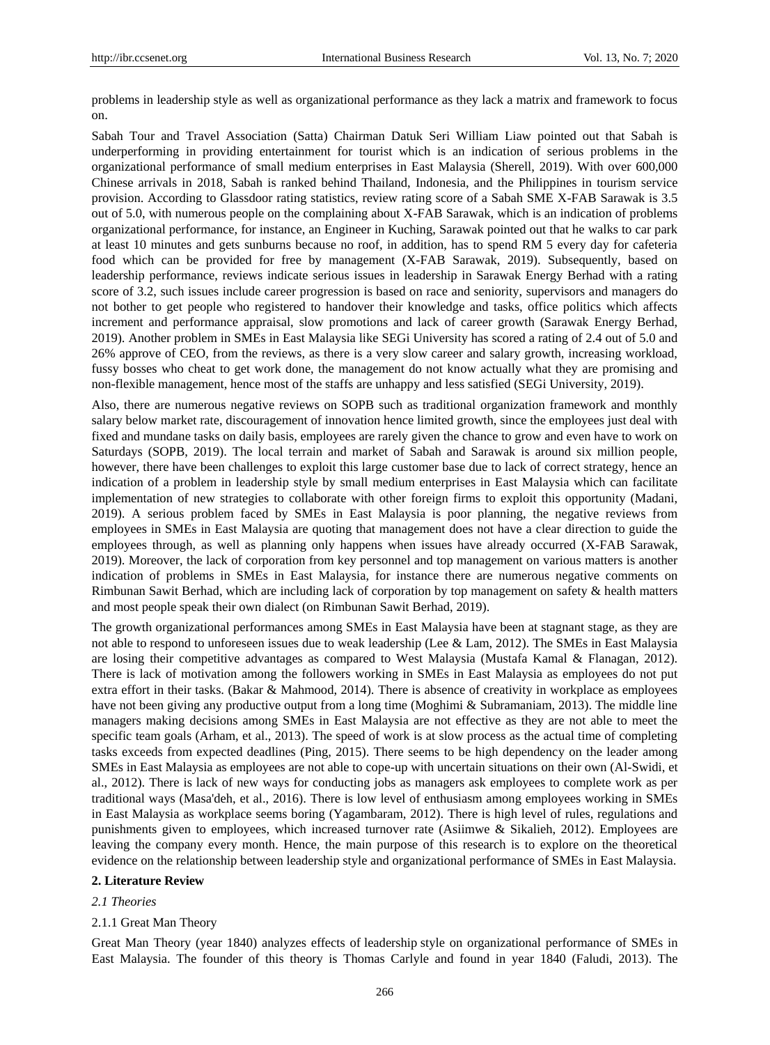problems in leadership style as well as organizational performance as they lack a matrix and framework to focus on.

Sabah Tour and Travel Association (Satta) Chairman Datuk Seri William Liaw pointed out that Sabah is underperforming in providing entertainment for tourist which is an indication of serious problems in the organizational performance of small medium enterprises in East Malaysia (Sherell, 2019). With over 600,000 Chinese arrivals in 2018, Sabah is ranked behind Thailand, Indonesia, and the Philippines in tourism service provision. According to Glassdoor rating statistics, review rating score of a Sabah SME X-FAB Sarawak is 3.5 out of 5.0, with numerous people on the complaining about X-FAB Sarawak, which is an indication of problems organizational performance, for instance, an Engineer in Kuching, Sarawak pointed out that he walks to car park at least 10 minutes and gets sunburns because no roof, in addition, has to spend RM 5 every day for cafeteria food which can be provided for free by management (X-FAB Sarawak, 2019). Subsequently, based on leadership performance, reviews indicate serious issues in leadership in Sarawak Energy Berhad with a rating score of 3.2, such issues include career progression is based on race and seniority, supervisors and managers do not bother to get people who registered to handover their knowledge and tasks, office politics which affects increment and performance appraisal, slow promotions and lack of career growth (Sarawak Energy Berhad, 2019). Another problem in SMEs in East Malaysia like SEGi University has scored a rating of 2.4 out of 5.0 and 26% approve of CEO, from the reviews, as there is a very slow career and salary growth, increasing workload, fussy bosses who cheat to get work done, the management do not know actually what they are promising and non-flexible management, hence most of the staffs are unhappy and less satisfied (SEGi University, 2019).

Also, there are numerous negative reviews on SOPB such as traditional organization framework and monthly salary below market rate, discouragement of innovation hence limited growth, since the employees just deal with fixed and mundane tasks on daily basis, employees are rarely given the chance to grow and even have to work on Saturdays (SOPB, 2019). The local terrain and market of Sabah and Sarawak is around six million people, however, there have been challenges to exploit this large customer base due to lack of correct strategy, hence an indication of a problem in leadership style by small medium enterprises in East Malaysia which can facilitate implementation of new strategies to collaborate with other foreign firms to exploit this opportunity (Madani, 2019). A serious problem faced by SMEs in East Malaysia is poor planning, the negative reviews from employees in SMEs in East Malaysia are quoting that management does not have a clear direction to guide the employees through, as well as planning only happens when issues have already occurred (X-FAB Sarawak, 2019). Moreover, the lack of corporation from key personnel and top management on various matters is another indication of problems in SMEs in East Malaysia, for instance there are numerous negative comments on Rimbunan Sawit Berhad, which are including lack of corporation by top management on safety & health matters and most people speak their own dialect (on Rimbunan Sawit Berhad, 2019).

The growth organizational performances among SMEs in East Malaysia have been at stagnant stage, as they are not able to respond to unforeseen issues due to weak leadership (Lee & Lam, 2012). The SMEs in East Malaysia are losing their competitive advantages as compared to West Malaysia (Mustafa Kamal & Flanagan, 2012). There is lack of motivation among the followers working in SMEs in East Malaysia as employees do not put extra effort in their tasks. (Bakar & Mahmood, 2014). There is absence of creativity in workplace as employees have not been giving any productive output from a long time (Moghimi & Subramaniam, 2013). The middle line managers making decisions among SMEs in East Malaysia are not effective as they are not able to meet the specific team goals (Arham, et al., 2013). The speed of work is at slow process as the actual time of completing tasks exceeds from expected deadlines (Ping, 2015). There seems to be high dependency on the leader among SMEs in East Malaysia as employees are not able to cope-up with uncertain situations on their own (Al-Swidi, et al., 2012). There is lack of new ways for conducting jobs as managers ask employees to complete work as per traditional ways (Masa'deh, et al., 2016). There is low level of enthusiasm among employees working in SMEs in East Malaysia as workplace seems boring (Yagambaram, 2012). There is high level of rules, regulations and punishments given to employees, which increased turnover rate (Asiimwe & Sikalieh, 2012). Employees are leaving the company every month. Hence, the main purpose of this research is to explore on the theoretical evidence on the relationship between leadership style and organizational performance of SMEs in East Malaysia.

## 2. Literature Review

### *2.1 Theories*

#### 2.1.1 Great Man Theory

Great Man Theory (year 1840) analyzes effects of leadership style on organizational performance of SMEs in East Malaysia. The founder of this theory is Thomas Carlyle and found in year 1840 (Faludi, 2013). The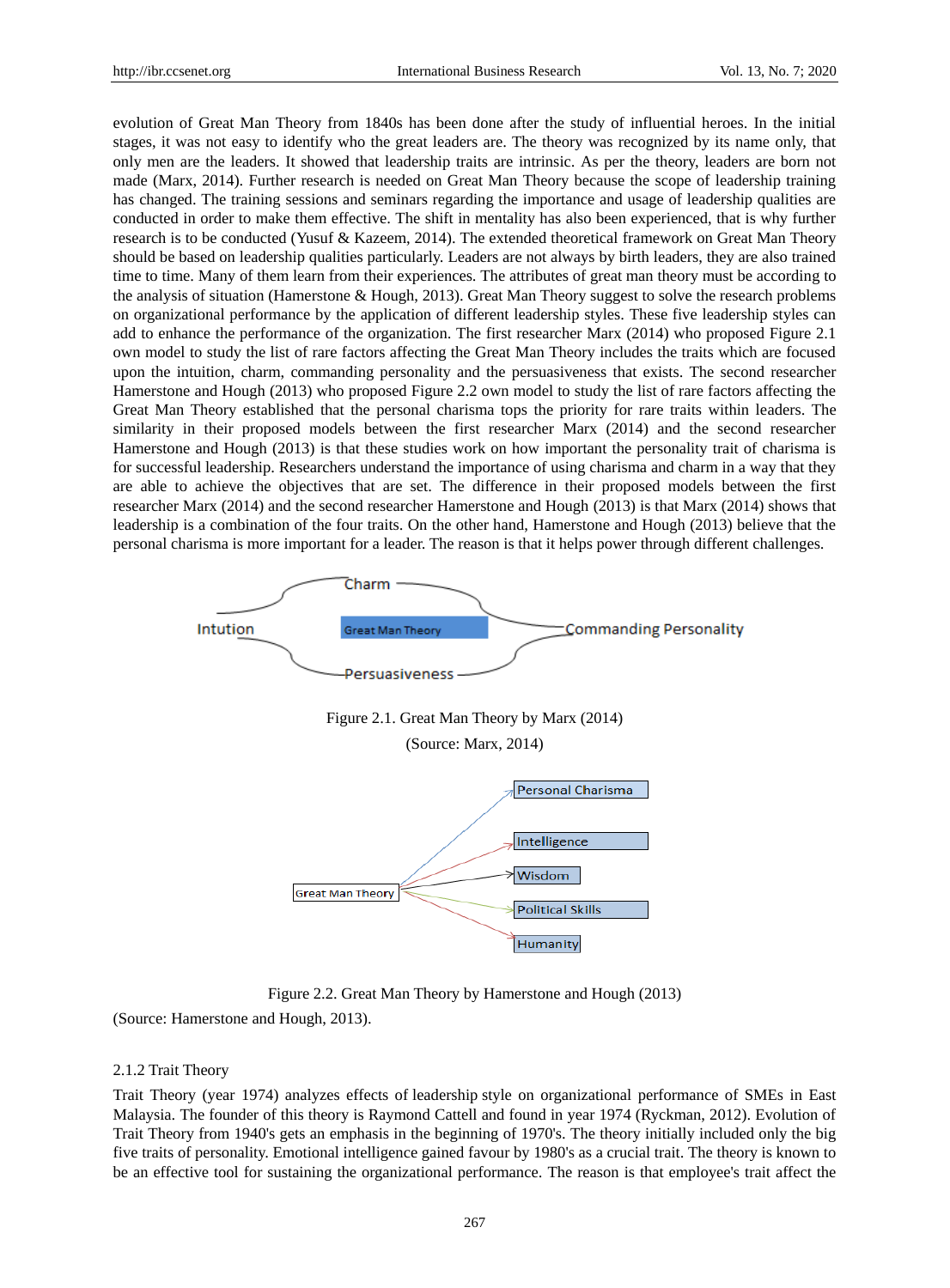evolution of Great Man Theory from 1840s has been done after the study of influential heroes. In the initial stages, it was not easy to identify who the great leaders are. The theory was recognized by its name only, that only men are the leaders. It showed that leadership traits are intrinsic. As per the theory, leaders are born not made (Marx, 2014). Further research is needed on Great Man Theory because the scope of leadership training has changed. The training sessions and seminars regarding the importance and usage of leadership qualities are conducted in order to make them effective. The shift in mentality has also been experienced, that is why further research is to be conducted (Yusuf & Kazeem, 2014). The extended theoretical framework on Great Man Theory should be based on leadership qualities particularly. Leaders are not always by birth leaders, they are also trained time to time. Many of them learn from their experiences. The attributes of great man theory must be according to the analysis of situation (Hamerstone & Hough, 2013). Great Man Theory suggest to solve the research problems on organizational performance by the application of different leadership styles. These five leadership styles can add to enhance the performance of the organization. The first researcher Marx (2014) who proposed Figure 2.1 own model to study the list of rare factors affecting the Great Man Theory includes the traits which are focused upon the intuition, charm, commanding personality and the persuasiveness that exists. The second researcher Hamerstone and Hough (2013) who proposed Figure 2.2 own model to study the list of rare factors affecting the Great Man Theory established that the personal charisma tops the priority for rare traits within leaders. The similarity in their proposed models between the first researcher Marx (2014) and the second researcher Hamerstone and Hough (2013) is that these studies work on how important the personality trait of charisma is for successful leadership. Researchers understand the importance of using charisma and charm in a way that they are able to achieve the objectives that are set. The difference in their proposed models between the first researcher Marx (2014) and the second researcher Hamerstone and Hough (2013) is that Marx (2014) shows that leadership is a combination of the four traits. On the other hand, Hamerstone and Hough (2013) believe that the personal charisma is more important for a leader. The reason is that it helps power through different challenges.

Charm

Intution — Great Man Theory — Commanding Personality

Persuasiveness

Figure 2.1. Great Man Theory by Marx (2014)

(Source: Marx, 2014)

Great Man Theory → Personal Charisma, Intelligence, Wisdom, Political Skills, Humanity

Figure 2.2. Great Man Theory by Hamerstone and Hough (2013)

(Source: Hamerstone and Hough, 2013).

### 2.1.2 Trait Theory

Trait Theory (year 1974) analyzes effects of leadership style on organizational performance of SMEs in East Malaysia. The founder of this theory is Raymond Cattell and found in year 1974 (Ryckman, 2012). Evolution of Trait Theory from 1940's gets an emphasis in the beginning of 1970's. The theory initially included only the big five traits of personality. Emotional intelligence gained favour by 1980's as a crucial trait. The theory is known to be an effective tool for sustaining the organizational performance. The reason is that employee's trait affect the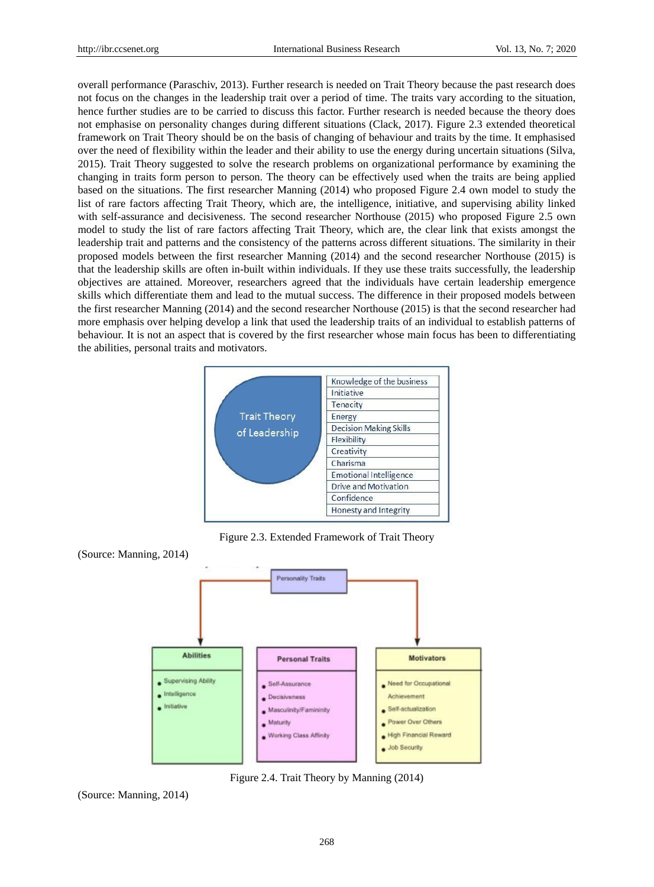overall performance (Paraschiv, 2013). Further research is needed on Trait Theory because the past research does not focus on the changes in the leadership trait over a period of time. The traits vary according to the situation, hence further studies are to be carried to discuss this factor. Further research is needed because the theory does not emphasise on personality changes during different situations (Clack, 2017). Figure 2.3 extended theoretical framework on Trait Theory should be on the basis of changing of behaviour and traits by the time. It emphasised over the need of flexibility within the leader and their ability to use the energy during uncertain situations (Silva, 2015). Trait Theory suggested to solve the research problems on organizational performance by examining the changing in traits form person to person. The theory can be effectively used when the traits are being applied based on the situations. The first researcher Manning (2014) who proposed Figure 2.4 own model to study the list of rare factors affecting Trait Theory, which are, the intelligence, initiative, and supervising ability linked with self-assurance and decisiveness. The second researcher Northouse (2015) who proposed Figure 2.5 own model to study the list of rare factors affecting Trait Theory, which are, the clear link that exists amongst the leadership trait and patterns and the consistency of the patterns across different situations. The similarity in their proposed models between the first researcher Manning (2014) and the second researcher Northouse (2015) is that the leadership skills are often in-built within individuals. If they use these traits successfully, the leadership objectives are attained. Moreover, researchers agreed that the individuals have certain leadership emergence skills which differentiate them and lead to the mutual success. The difference in their proposed models between the first researcher Manning (2014) and the second researcher Northouse (2015) is that the second researcher had more emphasis over helping develop a link that used the leadership traits of an individual to establish patterns of behaviour. It is not an aspect that is covered by the first researcher whose main focus has been to differentiating the abilities, personal traits and motivators.

Trait Theory of Leadership

- Knowledge of the business
- Initiative
- Tenacity
- Energy
- Decision Making Skills
- Flexibility
- Creativity
- Charisma
- Emotional Intelligence
- Drive and Motivation
- Confidence
- Honesty and Integrity

Figure 2.3. Extended Framework of Trait Theory

(Source: Manning, 2014)

Personality Traits

| Abilities | Personal Traits | Motivators |
|---|---|---|
| Supervising Ability | Self-Assurance | Need for Occupational Achievement |
| Intelligence | Decisiveness | Self-actualization |
| Initiative | Masculinity/Famininity | Power Over Others |
| | Maturity | High Financial Reward |
| | Working Class Affinity | Job Security |

Figure 2.4. Trait Theory by Manning (2014)

(Source: Manning, 2014)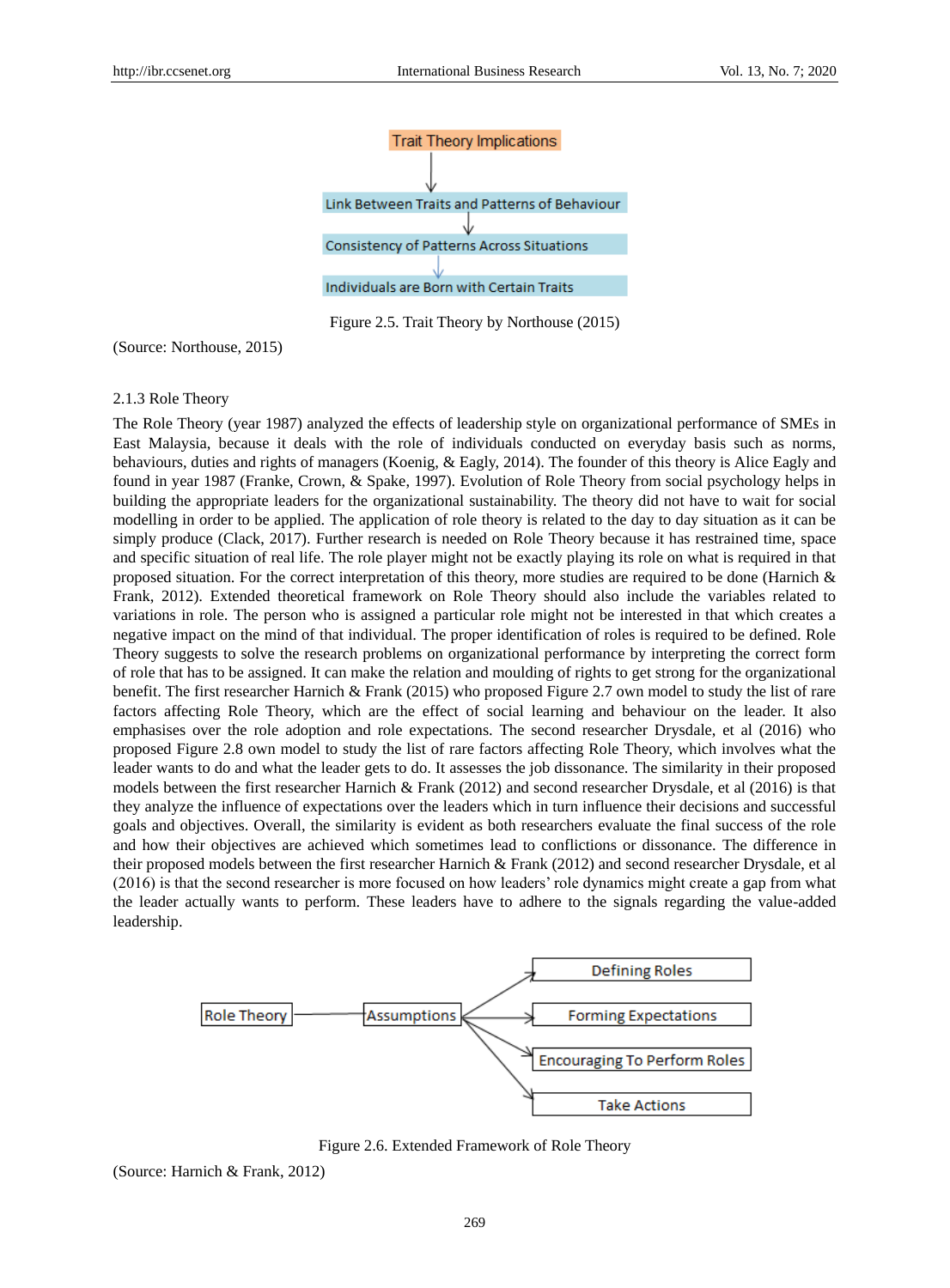Trait Theory Implications

Link Between Traits and Patterns of Behaviour

Consistency of Patterns Across Situations

Individuals are Born with Certain Traits

Figure 2.5. Trait Theory by Northouse (2015)

(Source: Northouse, 2015)

### 2.1.3 Role Theory

The Role Theory (year 1987) analyzed the effects of leadership style on organizational performance of SMEs in East Malaysia, because it deals with the role of individuals conducted on everyday basis such as norms, behaviours, duties and rights of managers (Koenig, & Eagly, 2014). The founder of this theory is Alice Eagly and found in year 1987 (Franke, Crown, & Spake, 1997). Evolution of Role Theory from social psychology helps in building the appropriate leaders for the organizational sustainability. The theory did not have to wait for social modelling in order to be applied. The application of role theory is related to the day to day situation as it can be simply produce (Clack, 2017). Further research is needed on Role Theory because it has restrained time, space and specific situation of real life. The role player might not be exactly playing its role on what is required in that proposed situation. For the correct interpretation of this theory, more studies are required to be done (Harnich & Frank, 2012). Extended theoretical framework on Role Theory should also include the variables related to variations in role. The person who is assigned a particular role might not be interested in that which creates a negative impact on the mind of that individual. The proper identification of roles is required to be defined. Role Theory suggests to solve the research problems on organizational performance by interpreting the correct form of role that has to be assigned. It can make the relation and moulding of rights to get strong for the organizational benefit. The first researcher Harnich & Frank (2015) who proposed Figure 2.7 own model to study the list of rare factors affecting Role Theory, which are the effect of social learning and behaviour on the leader. It also emphasises over the role adoption and role expectations. The second researcher Drysdale, et al (2016) who proposed Figure 2.8 own model to study the list of rare factors affecting Role Theory, which involves what the leader wants to do and what the leader gets to do. It assesses the job dissonance. The similarity in their proposed models between the first researcher Harnich & Frank (2012) and second researcher Drysdale, et al (2016) is that they analyze the influence of expectations over the leaders which in turn influence their decisions and successful goals and objectives. Overall, the similarity is evident as both researchers evaluate the final success of the role and how their objectives are achieved which sometimes lead to conflictions or dissonance. The difference in their proposed models between the first researcher Harnich & Frank (2012) and second researcher Drysdale, et al (2016) is that the second researcher is more focused on how leaders' role dynamics might create a gap from what the leader actually wants to perform. These leaders have to adhere to the signals regarding the value-added leadership.

Role Theory → Assumptions → Defining Roles; Forming Expectations; Encouraging To Perform Roles; Take Actions

Figure 2.6. Extended Framework of Role Theory

(Source: Harnich & Frank, 2012)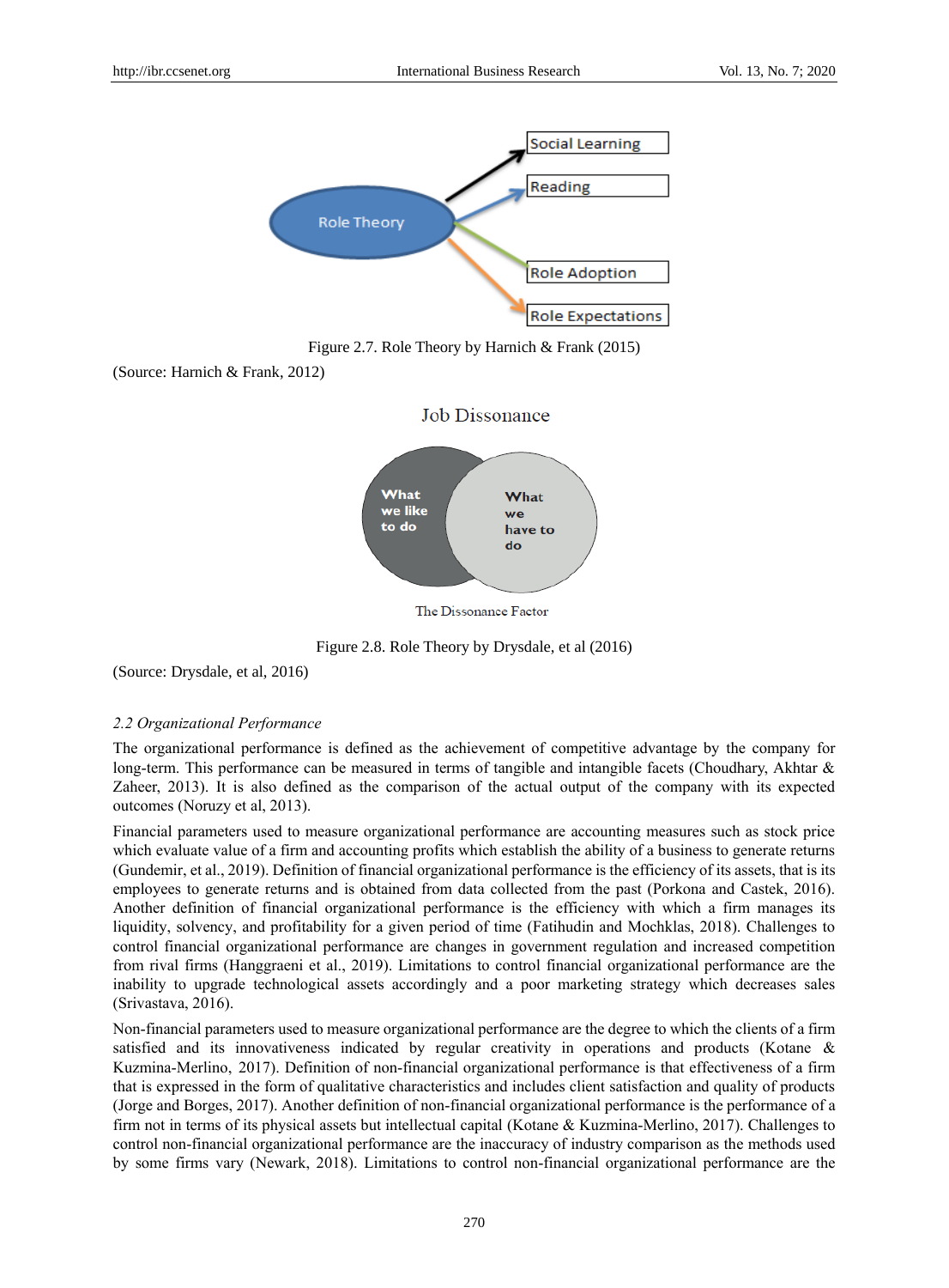Figure 2.7. Role Theory by Harnich & Frank (2015)

(Source: Harnich & Frank, 2012)

Figure 2.8. Role Theory by Drysdale, et al (2016)

(Source: Drysdale, et al, 2016)

### *2.2 Organizational Performance*

The organizational performance is defined as the achievement of competitive advantage by the company for long-term. This performance can be measured in terms of tangible and intangible facets (Choudhary, Akhtar & Zaheer, 2013). It is also defined as the comparison of the actual output of the company with its expected outcomes (Noruzy et al, 2013).

Financial parameters used to measure organizational performance are accounting measures such as stock price which evaluate value of a firm and accounting profits which establish the ability of a business to generate returns (Gundemir, et al., 2019). Definition of financial organizational performance is the efficiency of its assets, that is its employees to generate returns and is obtained from data collected from the past (Porkona and Castek, 2016). Another definition of financial organizational performance is the efficiency with which a firm manages its liquidity, solvency, and profitability for a given period of time (Fatihudin and Mochklas, 2018). Challenges to control financial organizational performance are changes in government regulation and increased competition from rival firms (Hanggraeni et al., 2019). Limitations to control financial organizational performance are the inability to upgrade technological assets accordingly and a poor marketing strategy which decreases sales (Srivastava, 2016).

Non-financial parameters used to measure organizational performance are the degree to which the clients of a firm satisfied and its innovativeness indicated by regular creativity in operations and products (Kotane & Kuzmina-Merlino, 2017). Definition of non-financial organizational performance is that effectiveness of a firm that is expressed in the form of qualitative characteristics and includes client satisfaction and quality of products (Jorge and Borges, 2017). Another definition of non-financial organizational performance is the performance of a firm not in terms of its physical assets but intellectual capital (Kotane & Kuzmina-Merlino, 2017). Challenges to control non-financial organizational performance are the inaccuracy of industry comparison as the methods used by some firms vary (Newark, 2018). Limitations to control non-financial organizational performance are the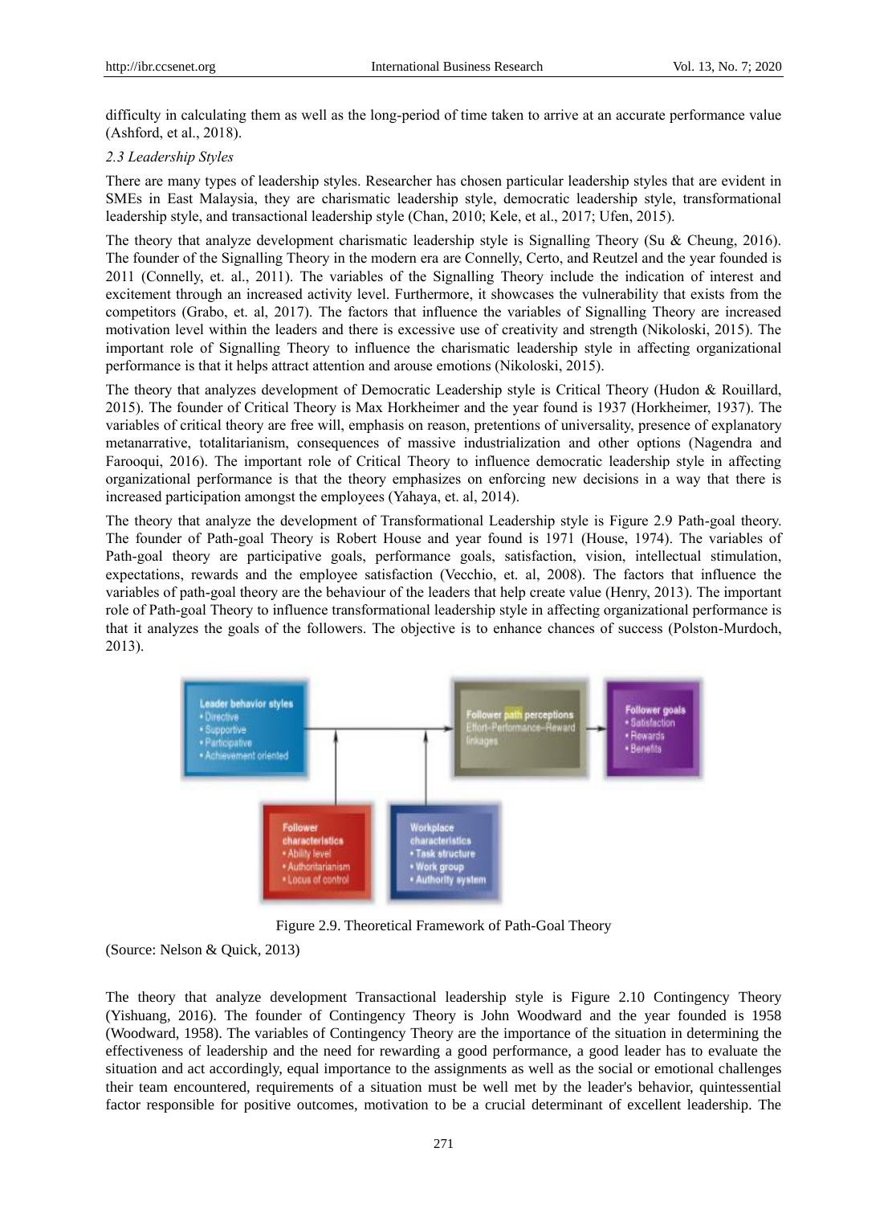difficulty in calculating them as well as the long-period of time taken to arrive at an accurate performance value (Ashford, et al., 2018).

### *2.3 Leadership Styles*

There are many types of leadership styles. Researcher has chosen particular leadership styles that are evident in SMEs in East Malaysia, they are charismatic leadership style, democratic leadership style, transformational leadership style, and transactional leadership style (Chan, 2010; Kele, et al., 2017; Ufen, 2015).

The theory that analyze development charismatic leadership style is Signalling Theory (Su & Cheung, 2016). The founder of the Signalling Theory in the modern era are Connelly, Certo, and Reutzel and the year founded is 2011 (Connelly, et. al., 2011). The variables of the Signalling Theory include the indication of interest and excitement through an increased activity level. Furthermore, it showcases the vulnerability that exists from the competitors (Grabo, et. al, 2017). The factors that influence the variables of Signalling Theory are increased motivation level within the leaders and there is excessive use of creativity and strength (Nikoloski, 2015). The important role of Signalling Theory to influence the charismatic leadership style in affecting organizational performance is that it helps attract attention and arouse emotions (Nikoloski, 2015).

The theory that analyzes development of Democratic Leadership style is Critical Theory (Hudon & Rouillard, 2015). The founder of Critical Theory is Max Horkheimer and the year found is 1937 (Horkheimer, 1937). The variables of critical theory are free will, emphasis on reason, pretentions of universality, presence of explanatory metanarrative, totalitarianism, consequences of massive industrialization and other options (Nagendra and Farooqui, 2016). The important role of Critical Theory to influence democratic leadership style in affecting organizational performance is that the theory emphasizes on enforcing new decisions in a way that there is increased participation amongst the employees (Yahaya, et. al, 2014).

The theory that analyze the development of Transformational Leadership style is Figure 2.9 Path-goal theory. The founder of Path-goal Theory is Robert House and year found is 1971 (House, 1974). The variables of Path-goal theory are participative goals, performance goals, satisfaction, vision, intellectual stimulation, expectations, rewards and the employee satisfaction (Vecchio, et. al, 2008). The factors that influence the variables of path-goal theory are the behaviour of the leaders that help create value (Henry, 2013). The important role of Path-goal Theory to influence transformational leadership style in affecting organizational performance is that it analyzes the goals of the followers. The objective is to enhance chances of success (Polston-Murdoch, 2013).

Figure 2.9. Theoretical Framework of Path-Goal Theory

(Source: Nelson & Quick, 2013)

The theory that analyze development Transactional leadership style is Figure 2.10 Contingency Theory (Yishuang, 2016). The founder of Contingency Theory is John Woodward and the year founded is 1958 (Woodward, 1958). The variables of Contingency Theory are the importance of the situation in determining the effectiveness of leadership and the need for rewarding a good performance, a good leader has to evaluate the situation and act accordingly, equal importance to the assignments as well as the social or emotional challenges their team encountered, requirements of a situation must be well met by the leader's behavior, quintessential factor responsible for positive outcomes, motivation to be a crucial determinant of excellent leadership. The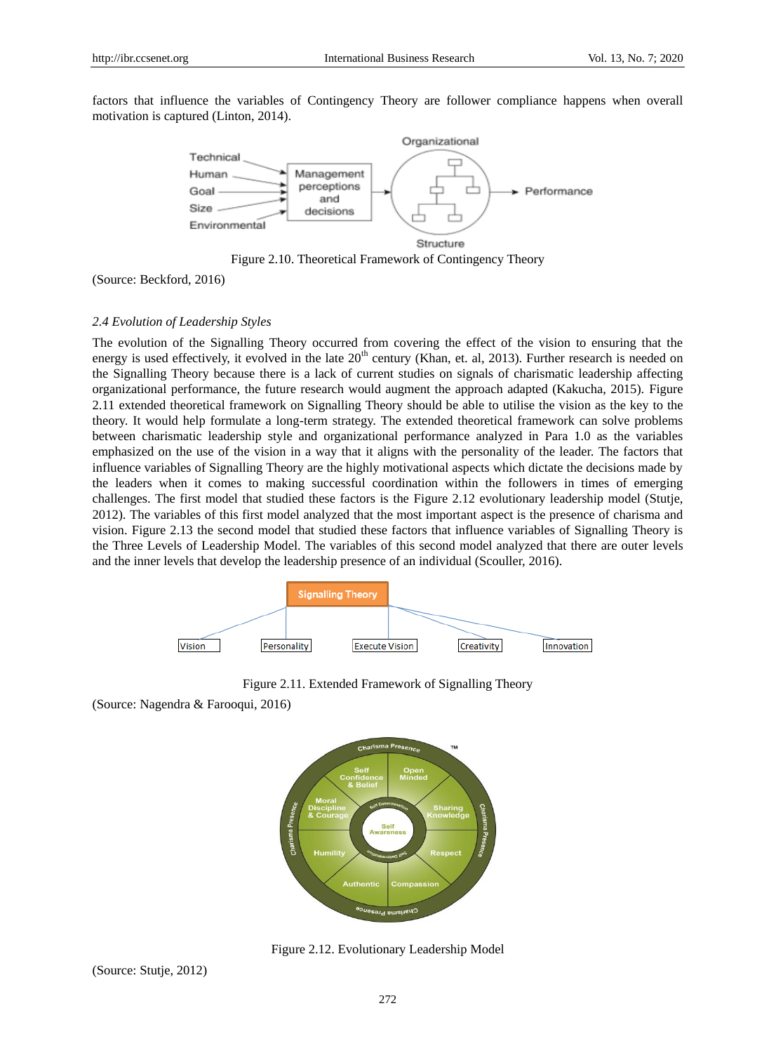factors that influence the variables of Contingency Theory are follower compliance happens when overall motivation is captured (Linton, 2014).

Figure 2.10. Theoretical Framework of Contingency Theory

(Source: Beckford, 2016)

### *2.4 Evolution of Leadership Styles*

The evolution of the Signalling Theory occurred from covering the effect of the vision to ensuring that the energy is used effectively, it evolved in the late 20th century (Khan, et. al, 2013). Further research is needed on the Signalling Theory because there is a lack of current studies on signals of charismatic leadership affecting organizational performance, the future research would augment the approach adapted (Kakucha, 2015). Figure 2.11 extended theoretical framework on Signalling Theory should be able to utilise the vision as the key to the theory. It would help formulate a long-term strategy. The extended theoretical framework can solve problems between charismatic leadership style and organizational performance analyzed in Para 1.0 as the variables emphasized on the use of the vision in a way that it aligns with the personality of the leader. The factors that influence variables of Signalling Theory are the highly motivational aspects which dictate the decisions made by the leaders when it comes to making successful coordination within the followers in times of emerging challenges. The first model that studied these factors is the Figure 2.12 evolutionary leadership model (Stutje, 2012). The variables of this first model analyzed that the most important aspect is the presence of charisma and vision. Figure 2.13 the second model that studied these factors that influence variables of Signalling Theory is the Three Levels of Leadership Model. The variables of this second model analyzed that there are outer levels and the inner levels that develop the leadership presence of an individual (Scouller, 2016).

Figure 2.11. Extended Framework of Signalling Theory

(Source: Nagendra & Farooqui, 2016)

Figure 2.12. Evolutionary Leadership Model

(Source: Stutje, 2012)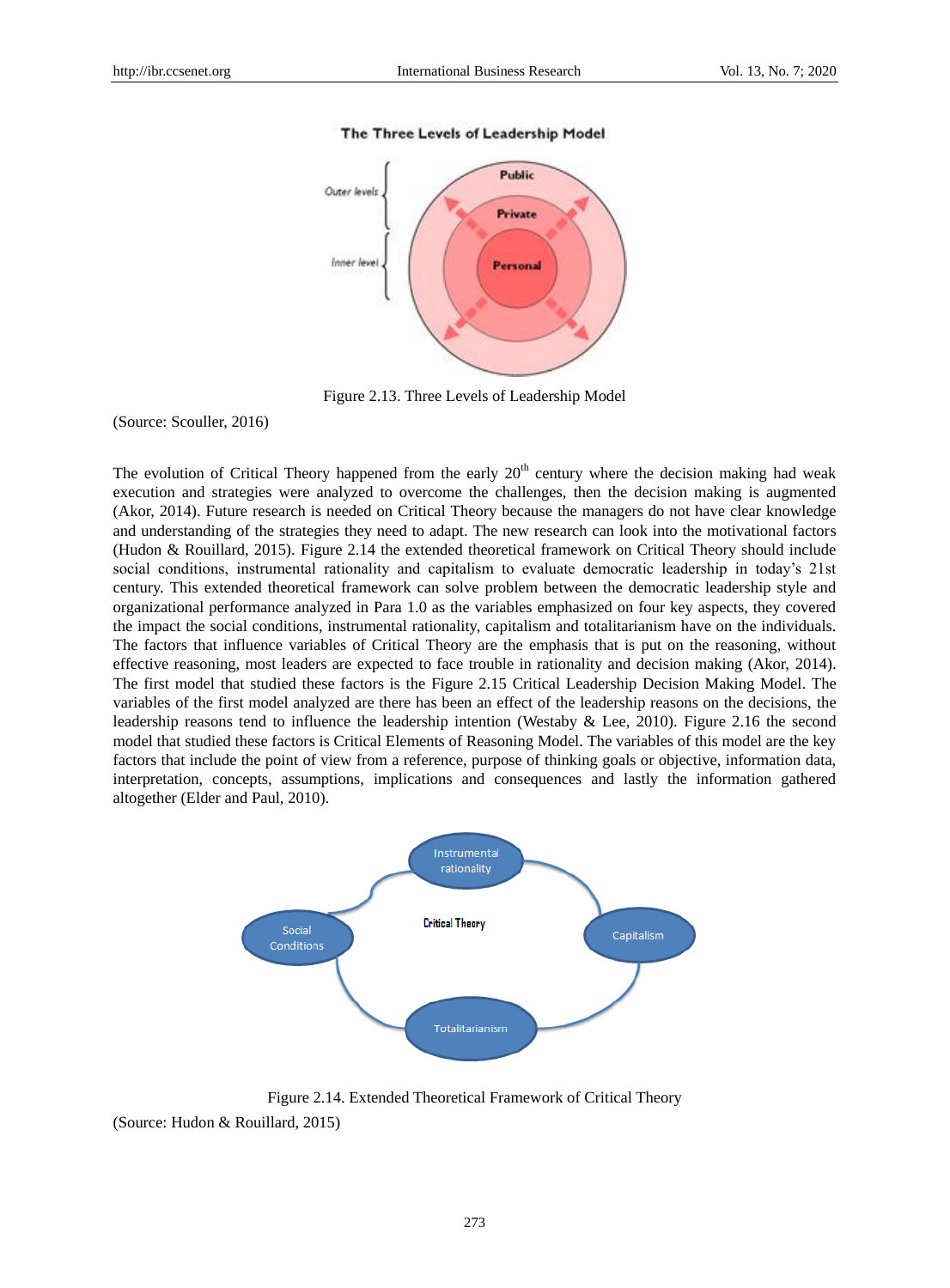Figure 2.13. Three Levels of Leadership Model

(Source: Scouller, 2016)

The evolution of Critical Theory happened from the early 20th century where the decision making had weak execution and strategies were analyzed to overcome the challenges, then the decision making is augmented (Akor, 2014). Future research is needed on Critical Theory because the managers do not have clear knowledge and understanding of the strategies they need to adapt. The new research can look into the motivational factors (Hudon & Rouillard, 2015). Figure 2.14 the extended theoretical framework on Critical Theory should include social conditions, instrumental rationality and capitalism to evaluate democratic leadership in today's 21st century. This extended theoretical framework can solve problem between the democratic leadership style and organizational performance analyzed in Para 1.0 as the variables emphasized on four key aspects, they covered the impact the social conditions, instrumental rationality, capitalism and totalitarianism have on the individuals. The factors that influence variables of Critical Theory are the emphasis that is put on the reasoning, without effective reasoning, most leaders are expected to face trouble in rationality and decision making (Akor, 2014). The first model that studied these factors is the Figure 2.15 Critical Leadership Decision Making Model. The variables of the first model analyzed are there has been an effect of the leadership reasons on the decisions, the leadership reasons tend to influence the leadership intention (Westaby & Lee, 2010). Figure 2.16 the second model that studied these factors is Critical Elements of Reasoning Model. The variables of this model are the key factors that include the point of view from a reference, purpose of thinking goals or objective, information data, interpretation, concepts, assumptions, implications and consequences and lastly the information gathered altogether (Elder and Paul, 2010).

Figure 2.14. Extended Theoretical Framework of Critical Theory

(Source: Hudon & Rouillard, 2015)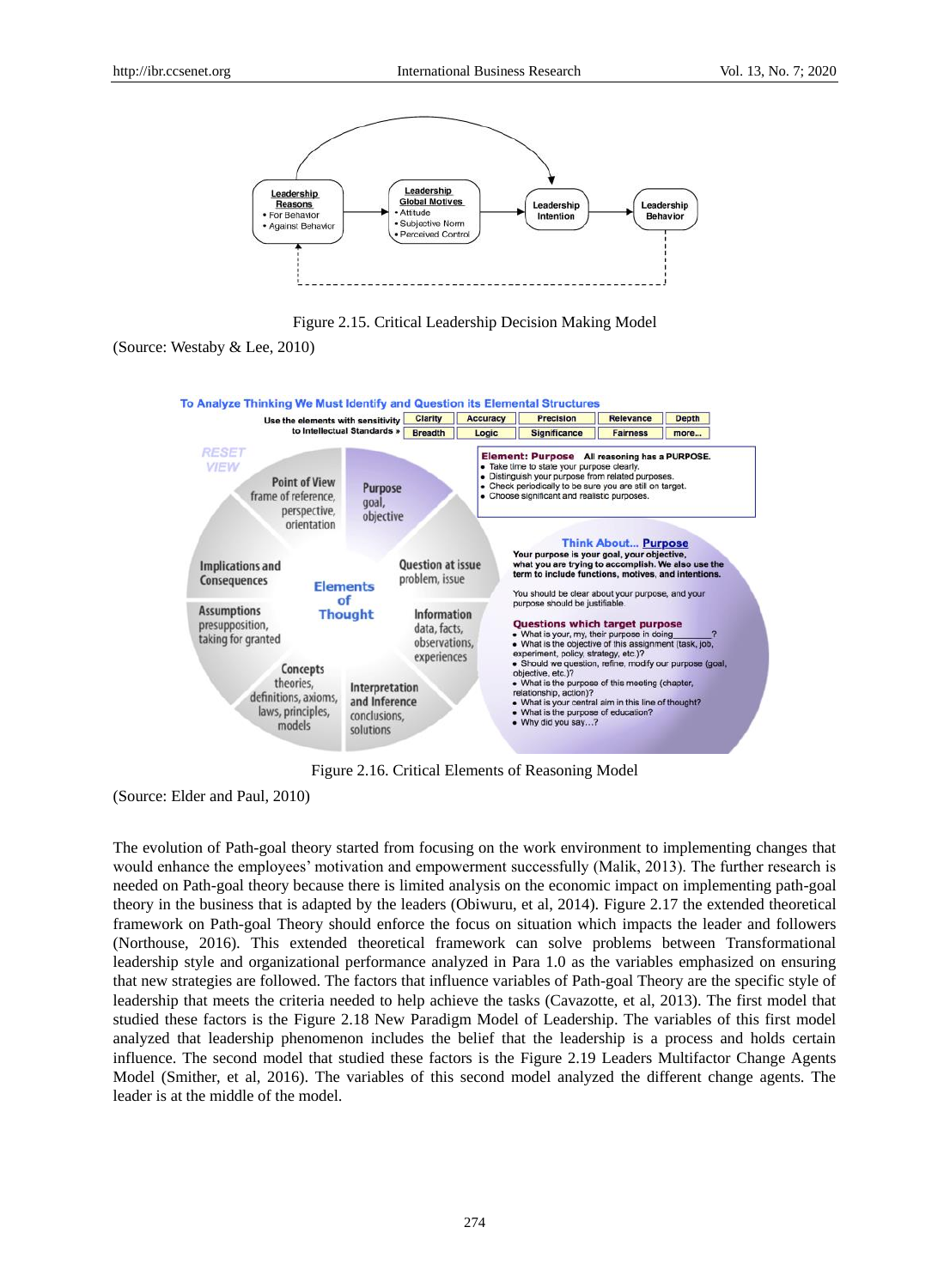Figure 2.15. Critical Leadership Decision Making Model

(Source: Westaby & Lee, 2010)

Figure 2.16. Critical Elements of Reasoning Model

(Source: Elder and Paul, 2010)

The evolution of Path-goal theory started from focusing on the work environment to implementing changes that would enhance the employees' motivation and empowerment successfully (Malik, 2013). The further research is needed on Path-goal theory because there is limited analysis on the economic impact on implementing path-goal theory in the business that is adapted by the leaders (Obiwuru, et al, 2014). Figure 2.17 the extended theoretical framework on Path-goal Theory should enforce the focus on situation which impacts the leader and followers (Northouse, 2016). This extended theoretical framework can solve problems between Transformational leadership style and organizational performance analyzed in Para 1.0 as the variables emphasized on ensuring that new strategies are followed. The factors that influence variables of Path-goal Theory are the specific style of leadership that meets the criteria needed to help achieve the tasks (Cavazotte, et al, 2013). The first model that studied these factors is the Figure 2.18 New Paradigm Model of Leadership. The variables of this first model analyzed that leadership phenomenon includes the belief that the leadership is a process and holds certain influence. The second model that studied these factors is the Figure 2.19 Leaders Multifactor Change Agents Model (Smither, et al, 2016). The variables of this second model analyzed the different change agents. The leader is at the middle of the model.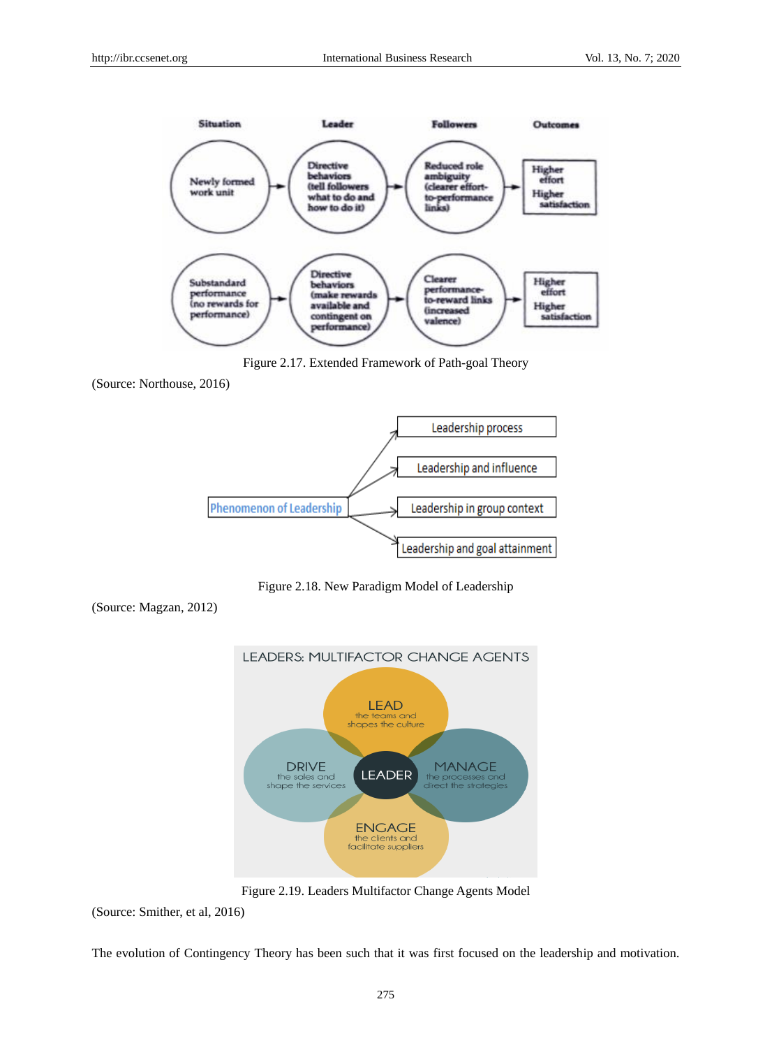Figure 2.17. Extended Framework of Path-goal Theory

(Source: Northouse, 2016)

Figure 2.18. New Paradigm Model of Leadership

(Source: Magzan, 2012)

Figure 2.19. Leaders Multifactor Change Agents Model

(Source: Smither, et al, 2016)

The evolution of Contingency Theory has been such that it was first focused on the leadership and motivation.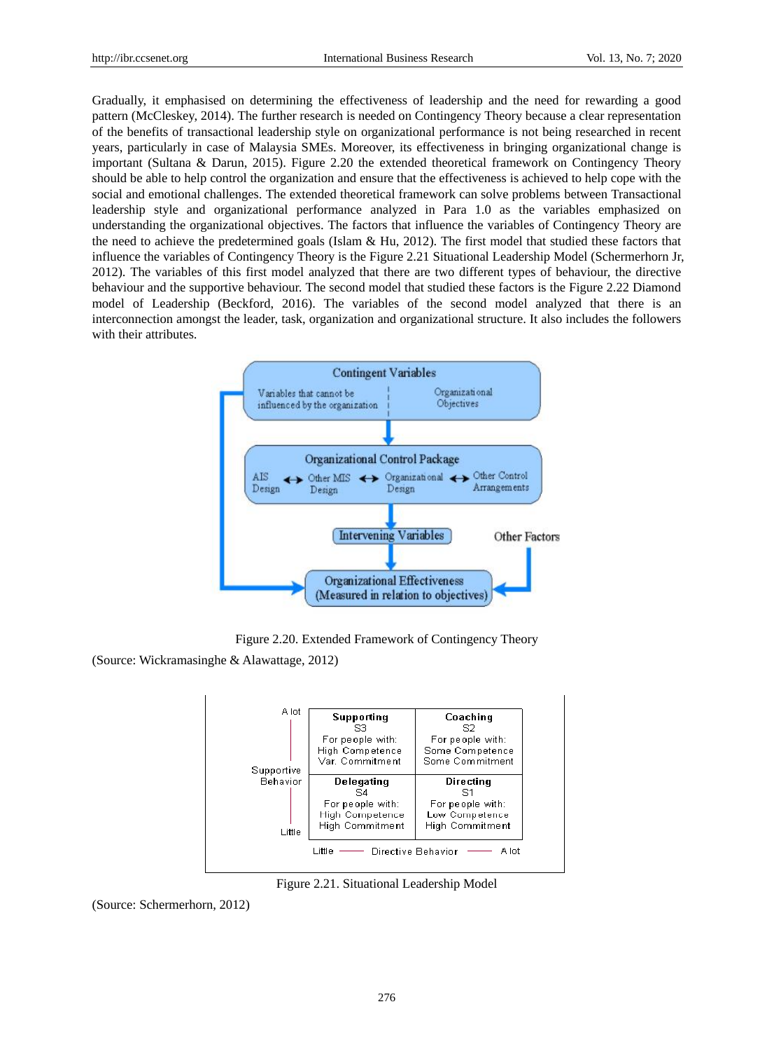Gradually, it emphasised on determining the effectiveness of leadership and the need for rewarding a good pattern (McCleskey, 2014). The further research is needed on Contingency Theory because a clear representation of the benefits of transactional leadership style on organizational performance is not being researched in recent years, particularly in case of Malaysia SMEs. Moreover, its effectiveness in bringing organizational change is important (Sultana & Darun, 2015). Figure 2.20 the extended theoretical framework on Contingency Theory should be able to help control the organization and ensure that the effectiveness is achieved to help cope with the social and emotional challenges. The extended theoretical framework can solve problems between Transactional leadership style and organizational performance analyzed in Para 1.0 as the variables emphasized on understanding the organizational objectives. The factors that influence the variables of Contingency Theory are the need to achieve the predetermined goals (Islam & Hu, 2012). The first model that studied these factors that influence the variables of Contingency Theory is the Figure 2.21 Situational Leadership Model (Schermerhorn Jr, 2012). The variables of this first model analyzed that there are two different types of behaviour, the directive behaviour and the supportive behaviour. The second model that studied these factors is the Figure 2.22 Diamond model of Leadership (Beckford, 2016). The variables of the second model analyzed that there is an interconnection amongst the leader, task, organization and organizational structure. It also includes the followers with their attributes.

Contingent Variables

Variables that cannot be influenced by the organization | Organizational Objectives

Organizational Control Package

AIS Design ↔ Other MIS Design ↔ Organizational Design ↔ Other Control Arrangements

Intervening Variables

Other Factors

Organizational Effectiveness (Measured in relation to objectives)

Figure 2.20. Extended Framework of Contingency Theory

(Source: Wickramasinghe & Alawattage, 2012)

| Supportive Behavior (Little → A lot) | | |
|---|---|---|
| A lot | **Supporting** S3 For people with: High Competence Var. Commitment | **Coaching** S2 For people with: Some Competence Some Commitment |
| Little | **Delegating** S4 For people with: High Competence High Commitment | **Directing** S1 For people with: Low Competence High Commitment |
| | Little — Directive Behavior — | A lot |

Figure 2.21. Situational Leadership Model

(Source: Schermerhorn, 2012)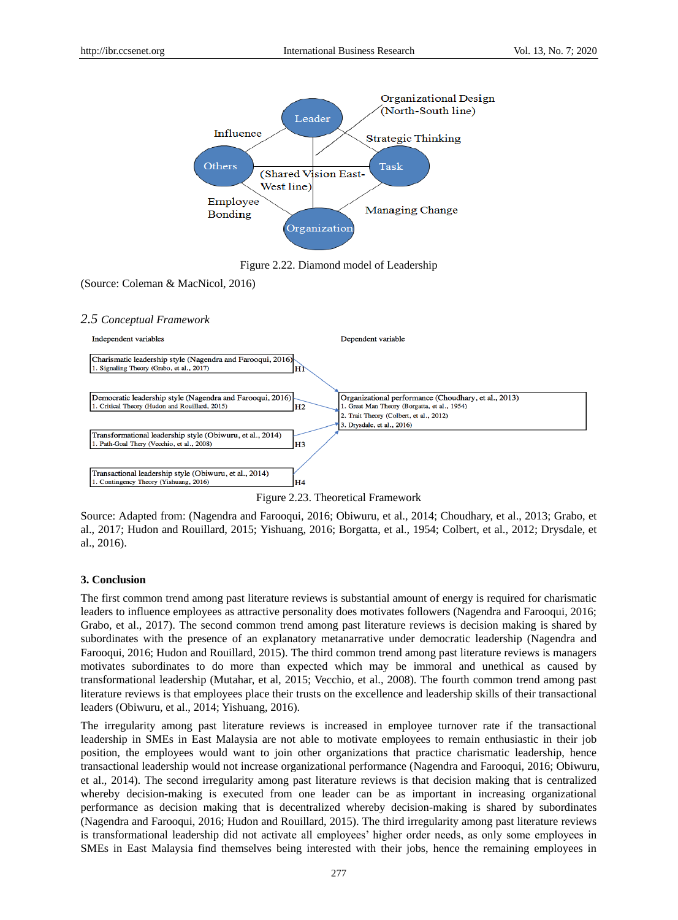Figure 2.22. Diamond model of Leadership

(Source: Coleman & MacNicol, 2016)

### 2.5 Conceptual Framework

Figure 2.23. Theoretical Framework

Source: Adapted from: (Nagendra and Farooqui, 2016; Obiwuru, et al., 2014; Choudhary, et al., 2013; Grabo, et al., 2017; Hudon and Rouillard, 2015; Yishuang, 2016; Borgatta, et al., 1954; Colbert, et al., 2012; Drysdale, et al., 2016).

## 3. Conclusion

The first common trend among past literature reviews is substantial amount of energy is required for charismatic leaders to influence employees as attractive personality does motivates followers (Nagendra and Farooqui, 2016; Grabo, et al., 2017). The second common trend among past literature reviews is decision making is shared by subordinates with the presence of an explanatory metanarrative under democratic leadership (Nagendra and Farooqui, 2016; Hudon and Rouillard, 2015). The third common trend among past literature reviews is managers motivates subordinates to do more than expected which may be immoral and unethical as caused by transformational leadership (Mutahar, et al, 2015; Vecchio, et al., 2008). The fourth common trend among past literature reviews is that employees place their trusts on the excellence and leadership skills of their transactional leaders (Obiwuru, et al., 2014; Yishuang, 2016).

The irregularity among past literature reviews is increased in employee turnover rate if the transactional leadership in SMEs in East Malaysia are not able to motivate employees to remain enthusiastic in their job position, the employees would want to join other organizations that practice charismatic leadership, hence transactional leadership would not increase organizational performance (Nagendra and Farooqui, 2016; Obiwuru, et al., 2014). The second irregularity among past literature reviews is that decision making that is centralized whereby decision-making is executed from one leader can be as important in increasing organizational performance as decision making that is decentralized whereby decision-making is shared by subordinates (Nagendra and Farooqui, 2016; Hudon and Rouillard, 2015). The third irregularity among past literature reviews is transformational leadership did not activate all employees' higher order needs, as only some employees in SMEs in East Malaysia find themselves being interested with their jobs, hence the remaining employees in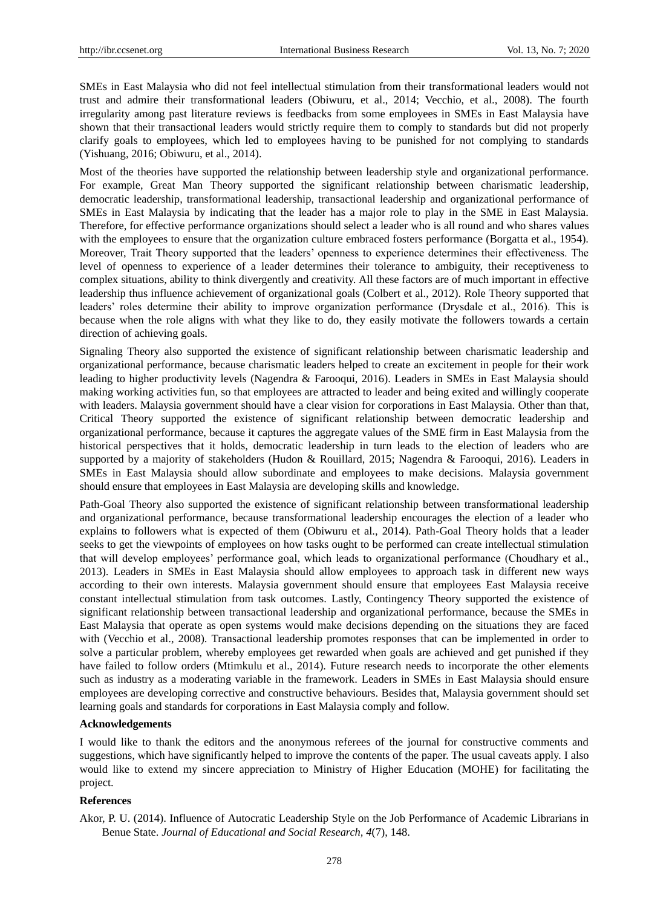SMEs in East Malaysia who did not feel intellectual stimulation from their transformational leaders would not trust and admire their transformational leaders (Obiwuru, et al., 2014; Vecchio, et al., 2008). The fourth irregularity among past literature reviews is feedbacks from some employees in SMEs in East Malaysia have shown that their transactional leaders would strictly require them to comply to standards but did not properly clarify goals to employees, which led to employees having to be punished for not complying to standards (Yishuang, 2016; Obiwuru, et al., 2014).

Most of the theories have supported the relationship between leadership style and organizational performance. For example, Great Man Theory supported the significant relationship between charismatic leadership, democratic leadership, transformational leadership, transactional leadership and organizational performance of SMEs in East Malaysia by indicating that the leader has a major role to play in the SME in East Malaysia. Therefore, for effective performance organizations should select a leader who is all round and who shares values with the employees to ensure that the organization culture embraced fosters performance (Borgatta et al., 1954). Moreover, Trait Theory supported that the leaders' openness to experience determines their effectiveness. The level of openness to experience of a leader determines their tolerance to ambiguity, their receptiveness to complex situations, ability to think divergently and creativity. All these factors are of much important in effective leadership thus influence achievement of organizational goals (Colbert et al., 2012). Role Theory supported that leaders' roles determine their ability to improve organization performance (Drysdale et al., 2016). This is because when the role aligns with what they like to do, they easily motivate the followers towards a certain direction of achieving goals.

Signaling Theory also supported the existence of significant relationship between charismatic leadership and organizational performance, because charismatic leaders helped to create an excitement in people for their work leading to higher productivity levels (Nagendra & Farooqui, 2016). Leaders in SMEs in East Malaysia should making working activities fun, so that employees are attracted to leader and being exited and willingly cooperate with leaders. Malaysia government should have a clear vision for corporations in East Malaysia. Other than that, Critical Theory supported the existence of significant relationship between democratic leadership and organizational performance, because it captures the aggregate values of the SME firm in East Malaysia from the historical perspectives that it holds, democratic leadership in turn leads to the election of leaders who are supported by a majority of stakeholders (Hudon & Rouillard, 2015; Nagendra & Farooqui, 2016). Leaders in SMEs in East Malaysia should allow subordinate and employees to make decisions. Malaysia government should ensure that employees in East Malaysia are developing skills and knowledge.

Path-Goal Theory also supported the existence of significant relationship between transformational leadership and organizational performance, because transformational leadership encourages the election of a leader who explains to followers what is expected of them (Obiwuru et al., 2014). Path-Goal Theory holds that a leader seeks to get the viewpoints of employees on how tasks ought to be performed can create intellectual stimulation that will develop employees' performance goal, which leads to organizational performance (Choudhary et al., 2013). Leaders in SMEs in East Malaysia should allow employees to approach task in different new ways according to their own interests. Malaysia government should ensure that employees East Malaysia receive constant intellectual stimulation from task outcomes. Lastly, Contingency Theory supported the existence of significant relationship between transactional leadership and organizational performance, because the SMEs in East Malaysia that operate as open systems would make decisions depending on the situations they are faced with (Vecchio et al., 2008). Transactional leadership promotes responses that can be implemented in order to solve a particular problem, whereby employees get rewarded when goals are achieved and get punished if they have failed to follow orders (Mtimkulu et al., 2014). Future research needs to incorporate the other elements such as industry as a moderating variable in the framework. Leaders in SMEs in East Malaysia should ensure employees are developing corrective and constructive behaviours. Besides that, Malaysia government should set learning goals and standards for corporations in East Malaysia comply and follow.

**Acknowledgements**

I would like to thank the editors and the anonymous referees of the journal for constructive comments and suggestions, which have significantly helped to improve the contents of the paper. The usual caveats apply. I also would like to extend my sincere appreciation to Ministry of Higher Education (MOHE) for facilitating the project.

**References**

Akor, P. U. (2014). Influence of Autocratic Leadership Style on the Job Performance of Academic Librarians in Benue State. *Journal of Educational and Social Research, 4*(7), 148.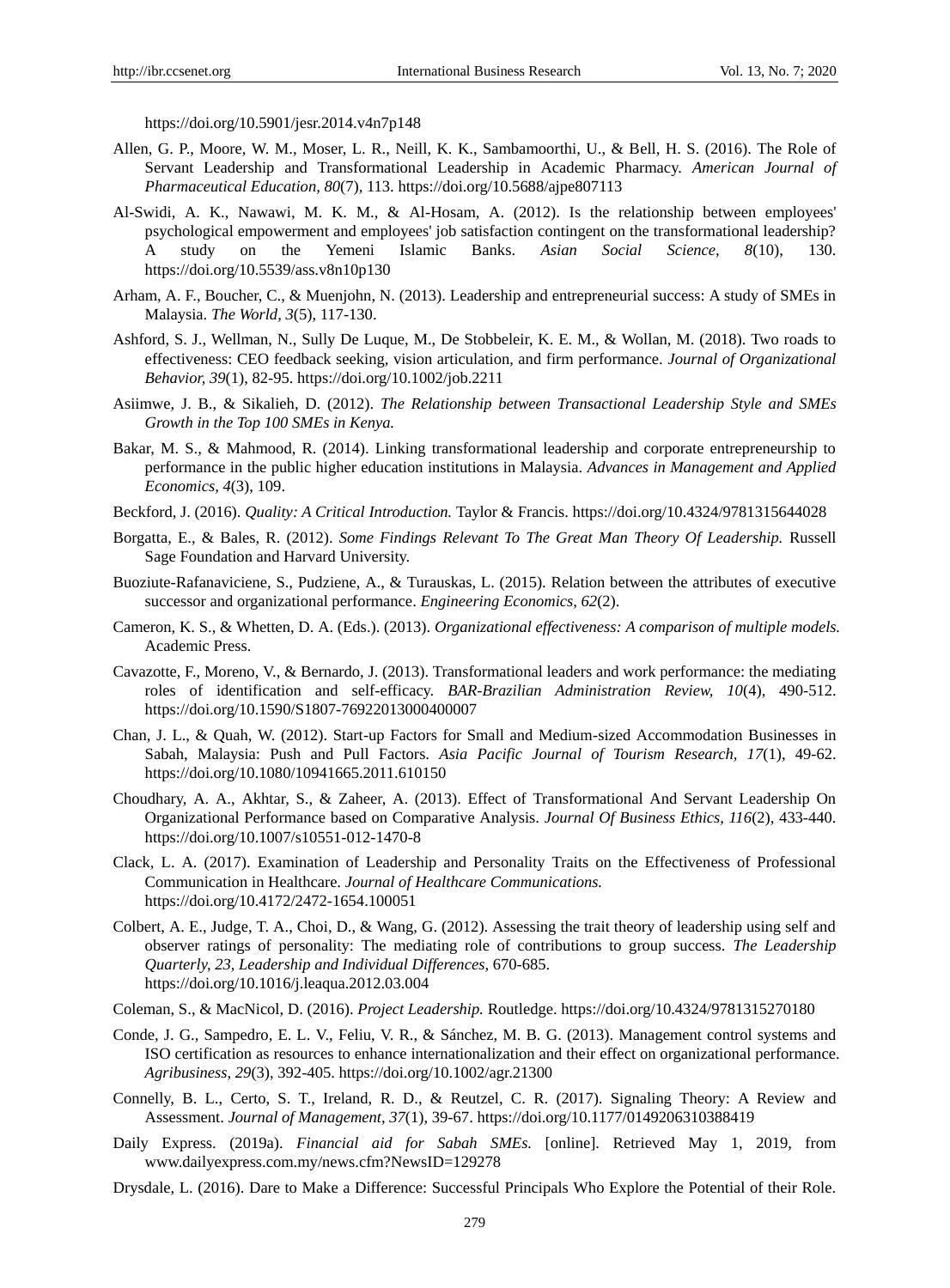https://doi.org/10.5901/jesr.2014.v4n7p148

Allen, G. P., Moore, W. M., Moser, L. R., Neill, K. K., Sambamoorthi, U., & Bell, H. S. (2016). The Role of Servant Leadership and Transformational Leadership in Academic Pharmacy. *American Journal of Pharmaceutical Education, 80*(7), 113. https://doi.org/10.5688/ajpe807113

Al-Swidi, A. K., Nawawi, M. K. M., & Al-Hosam, A. (2012). Is the relationship between employees' psychological empowerment and employees' job satisfaction contingent on the transformational leadership? A study on the Yemeni Islamic Banks. *Asian Social Science, 8*(10), 130. https://doi.org/10.5539/ass.v8n10p130

Arham, A. F., Boucher, C., & Muenjohn, N. (2013). Leadership and entrepreneurial success: A study of SMEs in Malaysia. *The World, 3*(5), 117-130.

Ashford, S. J., Wellman, N., Sully De Luque, M., De Stobbeleir, K. E. M., & Wollan, M. (2018). Two roads to effectiveness: CEO feedback seeking, vision articulation, and firm performance. *Journal of Organizational Behavior, 39*(1), 82-95. https://doi.org/10.1002/job.2211

Asiimwe, J. B., & Sikalieh, D. (2012). *The Relationship between Transactional Leadership Style and SMEs Growth in the Top 100 SMEs in Kenya.*

Bakar, M. S., & Mahmood, R. (2014). Linking transformational leadership and corporate entrepreneurship to performance in the public higher education institutions in Malaysia. *Advances in Management and Applied Economics, 4*(3), 109.

Beckford, J. (2016). *Quality: A Critical Introduction.* Taylor & Francis. https://doi.org/10.4324/9781315644028

Borgatta, E., & Bales, R. (2012). *Some Findings Relevant To The Great Man Theory Of Leadership.* Russell Sage Foundation and Harvard University.

Buoziute-Rafanaviciene, S., Pudziene, A., & Turauskas, L. (2015). Relation between the attributes of executive successor and organizational performance. *Engineering Economics, 62*(2).

Cameron, K. S., & Whetten, D. A. (Eds.). (2013). *Organizational effectiveness: A comparison of multiple models.* Academic Press.

Cavazotte, F., Moreno, V., & Bernardo, J. (2013). Transformational leaders and work performance: the mediating roles of identification and self-efficacy. *BAR-Brazilian Administration Review, 10*(4), 490-512. https://doi.org/10.1590/S1807-76922013000400007

Chan, J. L., & Quah, W. (2012). Start-up Factors for Small and Medium-sized Accommodation Businesses in Sabah, Malaysia: Push and Pull Factors. *Asia Pacific Journal of Tourism Research, 17*(1), 49-62. https://doi.org/10.1080/10941665.2011.610150

Choudhary, A. A., Akhtar, S., & Zaheer, A. (2013). Effect of Transformational And Servant Leadership On Organizational Performance based on Comparative Analysis. *Journal Of Business Ethics, 116*(2), 433-440. https://doi.org/10.1007/s10551-012-1470-8

Clack, L. A. (2017). Examination of Leadership and Personality Traits on the Effectiveness of Professional Communication in Healthcare. *Journal of Healthcare Communications.* https://doi.org/10.4172/2472-1654.100051

Colbert, A. E., Judge, T. A., Choi, D., & Wang, G. (2012). Assessing the trait theory of leadership using self and observer ratings of personality: The mediating role of contributions to group success. *The Leadership Quarterly, 23, Leadership and Individual Differences,* 670-685. https://doi.org/10.1016/j.leaqua.2012.03.004

Coleman, S., & MacNicol, D. (2016). *Project Leadership.* Routledge. https://doi.org/10.4324/9781315270180

Conde, J. G., Sampedro, E. L. V., Feliu, V. R., & Sánchez, M. B. G. (2013). Management control systems and ISO certification as resources to enhance internationalization and their effect on organizational performance. *Agribusiness, 29*(3), 392-405. https://doi.org/10.1002/agr.21300

Connelly, B. L., Certo, S. T., Ireland, R. D., & Reutzel, C. R. (2017). Signaling Theory: A Review and Assessment. *Journal of Management, 37*(1), 39-67. https://doi.org/10.1177/0149206310388419

Daily Express. (2019a). *Financial aid for Sabah SMEs.* [online]. Retrieved May 1, 2019, from www.dailyexpress.com.my/news.cfm?NewsID=129278

Drysdale, L. (2016). Dare to Make a Difference: Successful Principals Who Explore the Potential of their Role.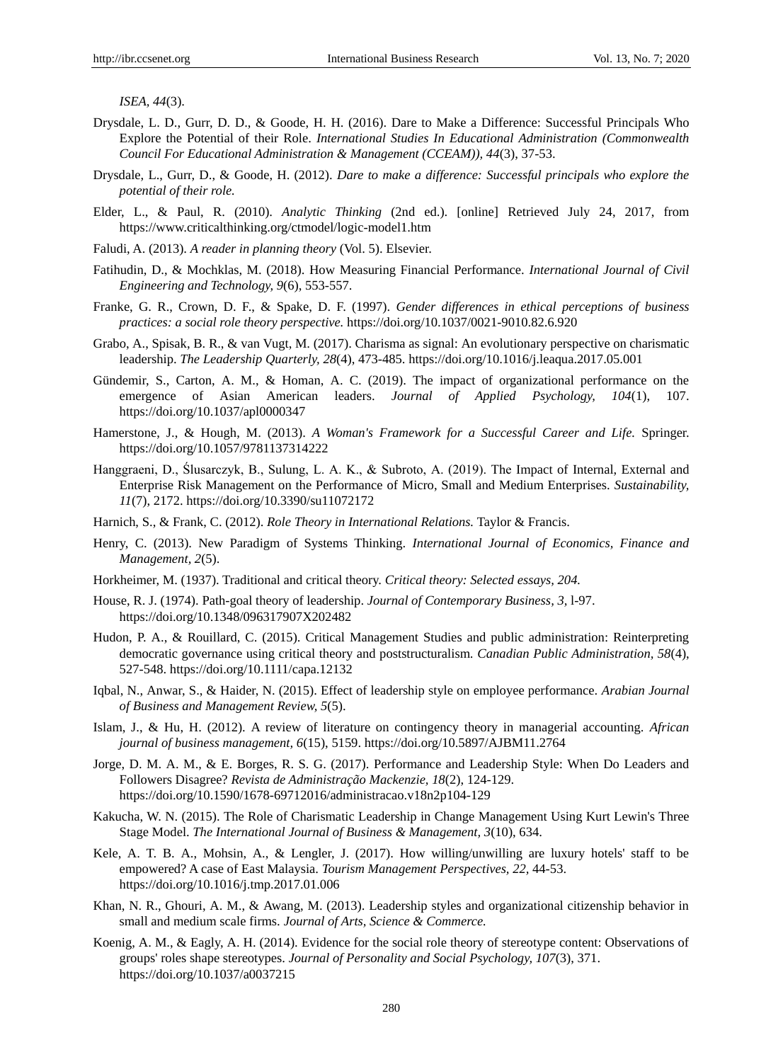*ISEA, 44*(3).

Drysdale, L. D., Gurr, D. D., & Goode, H. H. (2016). Dare to Make a Difference: Successful Principals Who Explore the Potential of their Role. *International Studies In Educational Administration (Commonwealth Council For Educational Administration & Management (CCEAM)), 44*(3), 37-53.

Drysdale, L., Gurr, D., & Goode, H. (2012). *Dare to make a difference: Successful principals who explore the potential of their role.*

Elder, L., & Paul, R. (2010). *Analytic Thinking* (2nd ed.). [online] Retrieved July 24, 2017, from https://www.criticalthinking.org/ctmodel/logic-model1.htm

Faludi, A. (2013). *A reader in planning theory* (Vol. 5). Elsevier.

Fatihudin, D., & Mochklas, M. (2018). How Measuring Financial Performance. *International Journal of Civil Engineering and Technology, 9*(6), 553-557.

Franke, G. R., Crown, D. F., & Spake, D. F. (1997). *Gender differences in ethical perceptions of business practices: a social role theory perspective.* https://doi.org/10.1037/0021-9010.82.6.920

Grabo, A., Spisak, B. R., & van Vugt, M. (2017). Charisma as signal: An evolutionary perspective on charismatic leadership. *The Leadership Quarterly, 28*(4), 473-485. https://doi.org/10.1016/j.leaqua.2017.05.001

Gündemir, S., Carton, A. M., & Homan, A. C. (2019). The impact of organizational performance on the emergence of Asian American leaders. *Journal of Applied Psychology, 104*(1), 107. https://doi.org/10.1037/apl0000347

Hamerstone, J., & Hough, M. (2013). *A Woman's Framework for a Successful Career and Life.* Springer. https://doi.org/10.1057/9781137314222

Hanggraeni, D., Ślusarczyk, B., Sulung, L. A. K., & Subroto, A. (2019). The Impact of Internal, External and Enterprise Risk Management on the Performance of Micro, Small and Medium Enterprises. *Sustainability, 11*(7), 2172. https://doi.org/10.3390/su11072172

Harnich, S., & Frank, C. (2012). *Role Theory in International Relations.* Taylor & Francis.

Henry, C. (2013). New Paradigm of Systems Thinking. *International Journal of Economics, Finance and Management, 2*(5).

Horkheimer, M. (1937). Traditional and critical theory. *Critical theory: Selected essays, 204.*

House, R. J. (1974). Path-goal theory of leadership. *Journal of Contemporary Business, 3,* l-97. https://doi.org/10.1348/096317907X202482

Hudon, P. A., & Rouillard, C. (2015). Critical Management Studies and public administration: Reinterpreting democratic governance using critical theory and poststructuralism. *Canadian Public Administration, 58*(4), 527-548. https://doi.org/10.1111/capa.12132

Iqbal, N., Anwar, S., & Haider, N. (2015). Effect of leadership style on employee performance. *Arabian Journal of Business and Management Review, 5*(5).

Islam, J., & Hu, H. (2012). A review of literature on contingency theory in managerial accounting. *African journal of business management, 6*(15), 5159. https://doi.org/10.5897/AJBM11.2764

Jorge, D. M. A. M., & E. Borges, R. S. G. (2017). Performance and Leadership Style: When Do Leaders and Followers Disagree? *Revista de Administração Mackenzie, 18*(2), 124-129. https://doi.org/10.1590/1678-69712016/administracao.v18n2p104-129

Kakucha, W. N. (2015). The Role of Charismatic Leadership in Change Management Using Kurt Lewin's Three Stage Model. *The International Journal of Business & Management, 3*(10), 634.

Kele, A. T. B. A., Mohsin, A., & Lengler, J. (2017). How willing/unwilling are luxury hotels' staff to be empowered? A case of East Malaysia. *Tourism Management Perspectives, 22,* 44-53. https://doi.org/10.1016/j.tmp.2017.01.006

Khan, N. R., Ghouri, A. M., & Awang, M. (2013). Leadership styles and organizational citizenship behavior in small and medium scale firms. *Journal of Arts, Science & Commerce.*

Koenig, A. M., & Eagly, A. H. (2014). Evidence for the social role theory of stereotype content: Observations of groups' roles shape stereotypes. *Journal of Personality and Social Psychology, 107*(3), 371. https://doi.org/10.1037/a0037215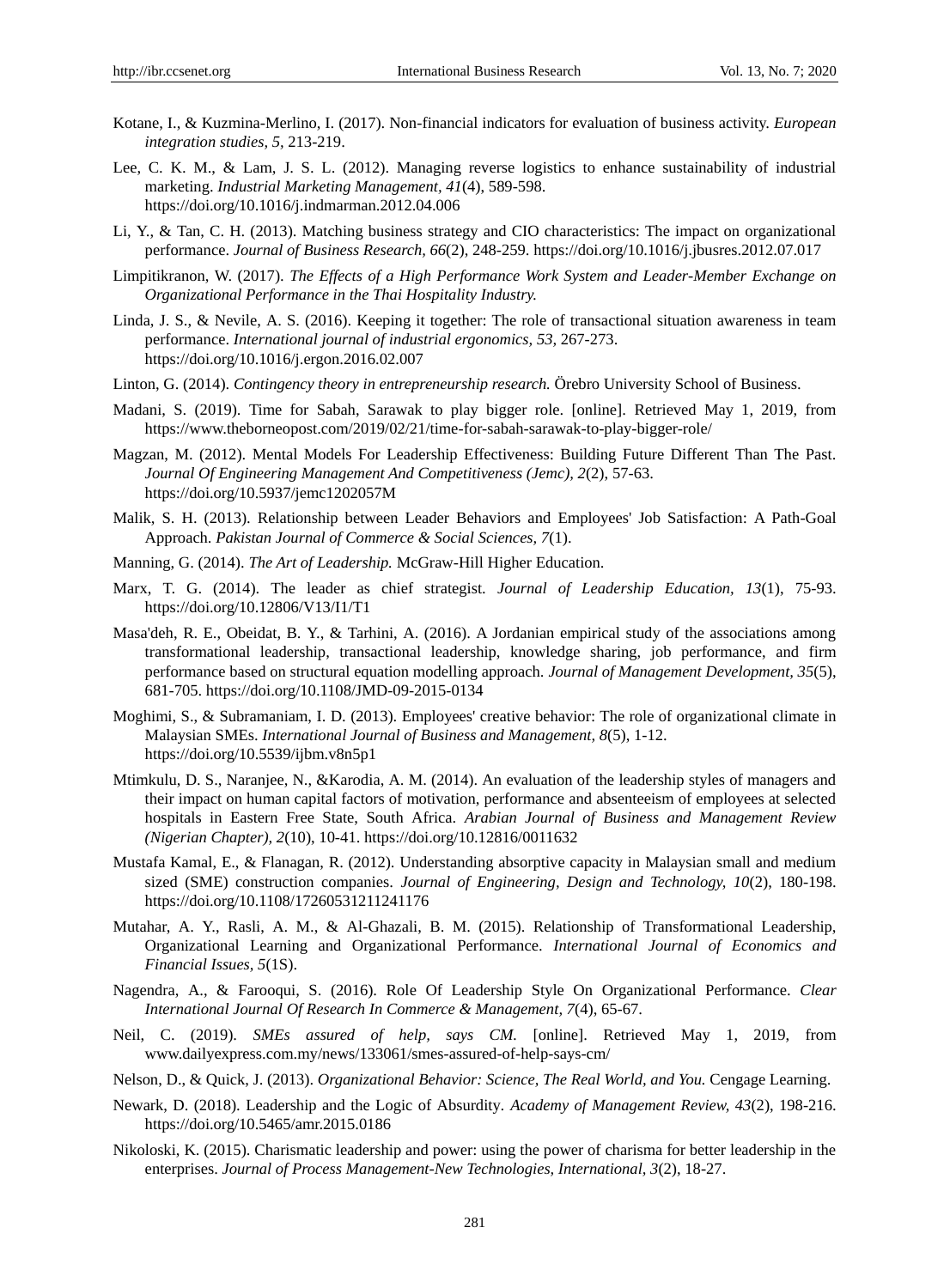Kotane, I., & Kuzmina-Merlino, I. (2017). Non-financial indicators for evaluation of business activity. *European integration studies, 5*, 213-219.

Lee, C. K. M., & Lam, J. S. L. (2012). Managing reverse logistics to enhance sustainability of industrial marketing. *Industrial Marketing Management, 41*(4), 589-598. https://doi.org/10.1016/j.indmarman.2012.04.006

Li, Y., & Tan, C. H. (2013). Matching business strategy and CIO characteristics: The impact on organizational performance. *Journal of Business Research, 66*(2), 248-259. https://doi.org/10.1016/j.jbusres.2012.07.017

Limpitikranon, W. (2017). *The Effects of a High Performance Work System and Leader-Member Exchange on Organizational Performance in the Thai Hospitality Industry.*

Linda, J. S., & Nevile, A. S. (2016). Keeping it together: The role of transactional situation awareness in team performance. *International journal of industrial ergonomics, 53*, 267-273. https://doi.org/10.1016/j.ergon.2016.02.007

Linton, G. (2014). *Contingency theory in entrepreneurship research.* Örebro University School of Business.

Madani, S. (2019). Time for Sabah, Sarawak to play bigger role. [online]. Retrieved May 1, 2019, from https://www.theborneopost.com/2019/02/21/time-for-sabah-sarawak-to-play-bigger-role/

Magzan, M. (2012). Mental Models For Leadership Effectiveness: Building Future Different Than The Past. *Journal Of Engineering Management And Competitiveness (Jemc), 2*(2), 57-63. https://doi.org/10.5937/jemc1202057M

Malik, S. H. (2013). Relationship between Leader Behaviors and Employees' Job Satisfaction: A Path-Goal Approach. *Pakistan Journal of Commerce & Social Sciences, 7*(1).

Manning, G. (2014). *The Art of Leadership.* McGraw-Hill Higher Education.

Marx, T. G. (2014). The leader as chief strategist. *Journal of Leadership Education, 13*(1), 75-93. https://doi.org/10.12806/V13/I1/T1

Masa'deh, R. E., Obeidat, B. Y., & Tarhini, A. (2016). A Jordanian empirical study of the associations among transformational leadership, transactional leadership, knowledge sharing, job performance, and firm performance based on structural equation modelling approach. *Journal of Management Development, 35*(5), 681-705. https://doi.org/10.1108/JMD-09-2015-0134

Moghimi, S., & Subramaniam, I. D. (2013). Employees' creative behavior: The role of organizational climate in Malaysian SMEs. *International Journal of Business and Management, 8*(5), 1-12. https://doi.org/10.5539/ijbm.v8n5p1

Mtimkulu, D. S., Naranjee, N., &Karodia, A. M. (2014). An evaluation of the leadership styles of managers and their impact on human capital factors of motivation, performance and absenteeism of employees at selected hospitals in Eastern Free State, South Africa. *Arabian Journal of Business and Management Review (Nigerian Chapter), 2*(10), 10-41. https://doi.org/10.12816/0011632

Mustafa Kamal, E., & Flanagan, R. (2012). Understanding absorptive capacity in Malaysian small and medium sized (SME) construction companies. *Journal of Engineering, Design and Technology, 10*(2), 180-198. https://doi.org/10.1108/17260531211241176

Mutahar, A. Y., Rasli, A. M., & Al-Ghazali, B. M. (2015). Relationship of Transformational Leadership, Organizational Learning and Organizational Performance. *International Journal of Economics and Financial Issues, 5*(1S).

Nagendra, A., & Farooqui, S. (2016). Role Of Leadership Style On Organizational Performance. *Clear International Journal Of Research In Commerce & Management, 7*(4), 65-67.

Neil, C. (2019). *SMEs assured of help, says CM.* [online]. Retrieved May 1, 2019, from www.dailyexpress.com.my/news/133061/smes-assured-of-help-says-cm/

Nelson, D., & Quick, J. (2013). *Organizational Behavior: Science, The Real World, and You.* Cengage Learning.

Newark, D. (2018). Leadership and the Logic of Absurdity. *Academy of Management Review, 43*(2), 198-216. https://doi.org/10.5465/amr.2015.0186

Nikoloski, K. (2015). Charismatic leadership and power: using the power of charisma for better leadership in the enterprises. *Journal of Process Management-New Technologies, International, 3*(2), 18-27.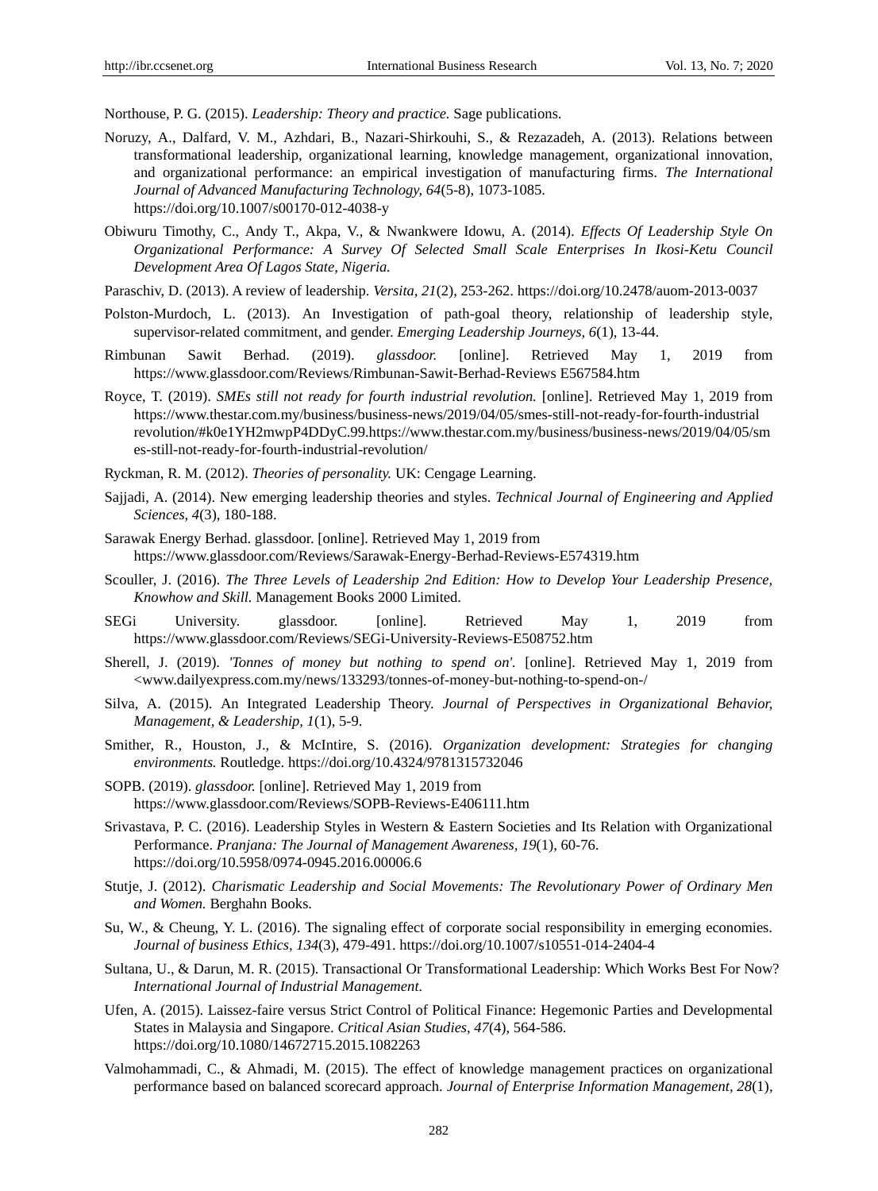Northouse, P. G. (2015). *Leadership: Theory and practice.* Sage publications.

Noruzy, A., Dalfard, V. M., Azhdari, B., Nazari-Shirkouhi, S., & Rezazadeh, A. (2013). Relations between transformational leadership, organizational learning, knowledge management, organizational innovation, and organizational performance: an empirical investigation of manufacturing firms. *The International Journal of Advanced Manufacturing Technology, 64*(5-8), 1073-1085. https://doi.org/10.1007/s00170-012-4038-y

Obiwuru Timothy, C., Andy T., Akpa, V., & Nwankwere Idowu, A. (2014). *Effects Of Leadership Style On Organizational Performance: A Survey Of Selected Small Scale Enterprises In Ikosi-Ketu Council Development Area Of Lagos State, Nigeria.*

Paraschiv, D. (2013). A review of leadership. *Versita, 21*(2), 253-262. https://doi.org/10.2478/auom-2013-0037

Polston-Murdoch, L. (2013). An Investigation of path-goal theory, relationship of leadership style, supervisor-related commitment, and gender. *Emerging Leadership Journeys, 6*(1), 13-44.

Rimbunan Sawit Berhad. (2019). *glassdoor.* [online]. Retrieved May 1, 2019 from https://www.glassdoor.com/Reviews/Rimbunan-Sawit-Berhad-Reviews E567584.htm

Royce, T. (2019). *SMEs still not ready for fourth industrial revolution.* [online]. Retrieved May 1, 2019 from https://www.thestar.com.my/business/business-news/2019/04/05/smes-still-not-ready-for-fourth-industrial revolution/#k0e1YH2mwpP4DDyC.99.https://www.thestar.com.my/business/business-news/2019/04/05/smes-still-not-ready-for-fourth-industrial-revolution/

Ryckman, R. M. (2012). *Theories of personality.* UK: Cengage Learning.

Sajjadi, A. (2014). New emerging leadership theories and styles. *Technical Journal of Engineering and Applied Sciences, 4*(3), 180-188.

Sarawak Energy Berhad. glassdoor. [online]. Retrieved May 1, 2019 from https://www.glassdoor.com/Reviews/Sarawak-Energy-Berhad-Reviews-E574319.htm

Scouller, J. (2016). *The Three Levels of Leadership 2nd Edition: How to Develop Your Leadership Presence, Knowhow and Skill.* Management Books 2000 Limited.

SEGi University. glassdoor. [online]. Retrieved May 1, 2019 from https://www.glassdoor.com/Reviews/SEGi-University-Reviews-E508752.htm

Sherell, J. (2019). *'Tonnes of money but nothing to spend on'.* [online]. Retrieved May 1, 2019 from <www.dailyexpress.com.my/news/133293/tonnes-of-money-but-nothing-to-spend-on-/

Silva, A. (2015). An Integrated Leadership Theory. *Journal of Perspectives in Organizational Behavior, Management, & Leadership, 1*(1), 5-9.

Smither, R., Houston, J., & McIntire, S. (2016). *Organization development: Strategies for changing environments.* Routledge. https://doi.org/10.4324/9781315732046

SOPB. (2019). *glassdoor.* [online]. Retrieved May 1, 2019 from https://www.glassdoor.com/Reviews/SOPB-Reviews-E406111.htm

Srivastava, P. C. (2016). Leadership Styles in Western & Eastern Societies and Its Relation with Organizational Performance. *Pranjana: The Journal of Management Awareness, 19*(1), 60-76. https://doi.org/10.5958/0974-0945.2016.00006.6

Stutje, J. (2012). *Charismatic Leadership and Social Movements: The Revolutionary Power of Ordinary Men and Women.* Berghahn Books.

Su, W., & Cheung, Y. L. (2016). The signaling effect of corporate social responsibility in emerging economies. *Journal of business Ethics, 134*(3), 479-491. https://doi.org/10.1007/s10551-014-2404-4

Sultana, U., & Darun, M. R. (2015). Transactional Or Transformational Leadership: Which Works Best For Now? *International Journal of Industrial Management.*

Ufen, A. (2015). Laissez-faire versus Strict Control of Political Finance: Hegemonic Parties and Developmental States in Malaysia and Singapore. *Critical Asian Studies, 47*(4), 564-586. https://doi.org/10.1080/14672715.2015.1082263

Valmohammadi, C., & Ahmadi, M. (2015). The effect of knowledge management practices on organizational performance based on balanced scorecard approach. *Journal of Enterprise Information Management, 28*(1),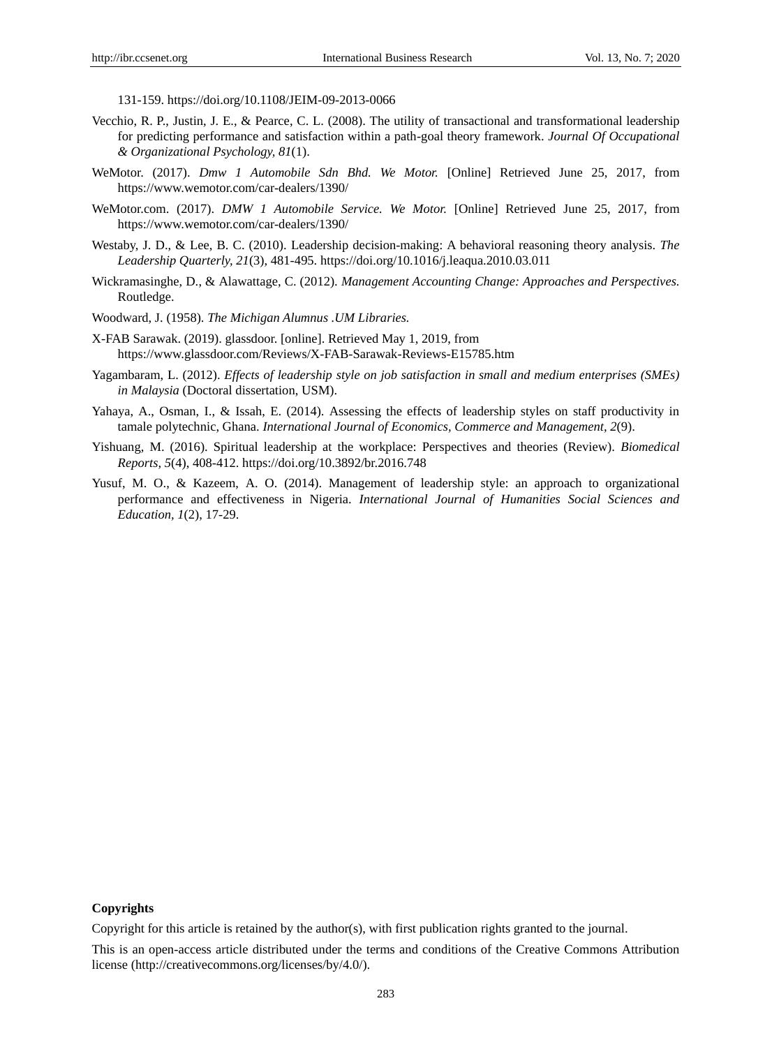131-159. https://doi.org/10.1108/JEIM-09-2013-0066

Vecchio, R. P., Justin, J. E., & Pearce, C. L. (2008). The utility of transactional and transformational leadership for predicting performance and satisfaction within a path-goal theory framework. *Journal Of Occupational & Organizational Psychology, 81*(1).

WeMotor. (2017). *Dmw 1 Automobile Sdn Bhd. We Motor.* [Online] Retrieved June 25, 2017, from https://www.wemotor.com/car-dealers/1390/

WeMotor.com. (2017). *DMW 1 Automobile Service. We Motor.* [Online] Retrieved June 25, 2017, from https://www.wemotor.com/car-dealers/1390/

Westaby, J. D., & Lee, B. C. (2010). Leadership decision-making: A behavioral reasoning theory analysis. *The Leadership Quarterly, 21*(3), 481-495. https://doi.org/10.1016/j.leaqua.2010.03.011

Wickramasinghe, D., & Alawattage, C. (2012). *Management Accounting Change: Approaches and Perspectives.* Routledge.

Woodward, J. (1958). *The Michigan Alumnus .UM Libraries.*

X-FAB Sarawak. (2019). glassdoor. [online]. Retrieved May 1, 2019, from https://www.glassdoor.com/Reviews/X-FAB-Sarawak-Reviews-E15785.htm

Yagambaram, L. (2012). *Effects of leadership style on job satisfaction in small and medium enterprises (SMEs) in Malaysia* (Doctoral dissertation, USM).

Yahaya, A., Osman, I., & Issah, E. (2014). Assessing the effects of leadership styles on staff productivity in tamale polytechnic, Ghana. *International Journal of Economics, Commerce and Management, 2*(9).

Yishuang, M. (2016). Spiritual leadership at the workplace: Perspectives and theories (Review). *Biomedical Reports, 5*(4), 408-412. https://doi.org/10.3892/br.2016.748

Yusuf, M. O., & Kazeem, A. O. (2014). Management of leadership style: an approach to organizational performance and effectiveness in Nigeria. *International Journal of Humanities Social Sciences and Education, 1*(2), 17-29.

**Copyrights**

Copyright for this article is retained by the author(s), with first publication rights granted to the journal.

This is an open-access article distributed under the terms and conditions of the Creative Commons Attribution license (http://creativecommons.org/licenses/by/4.0/).